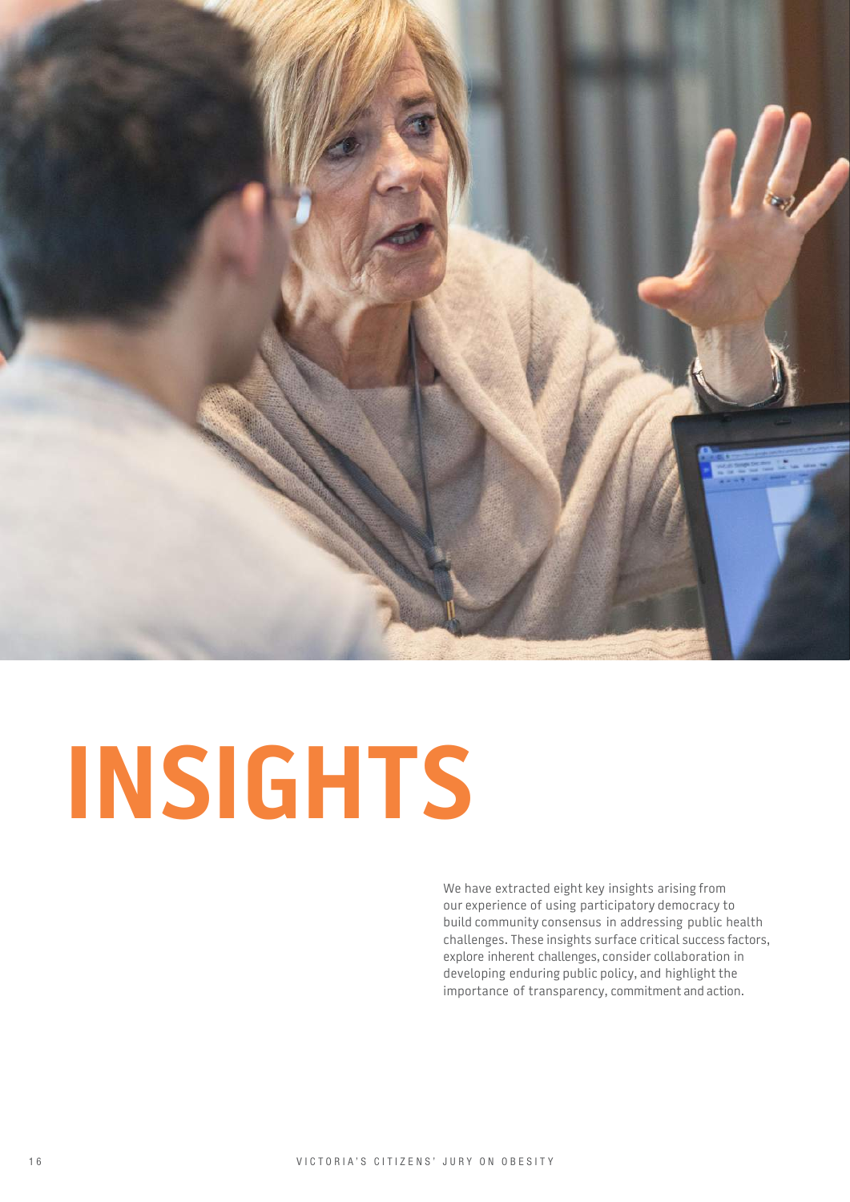# INSIGHTS

We have extracted eight key insights arising from our experience of using participatory democracy to build community consensus in addressing public health challenges. These insights surface critical success factors, explore inherent challenges, consider collaboration in developing enduring public policy, and highlight the importance of transparency, commitment and action.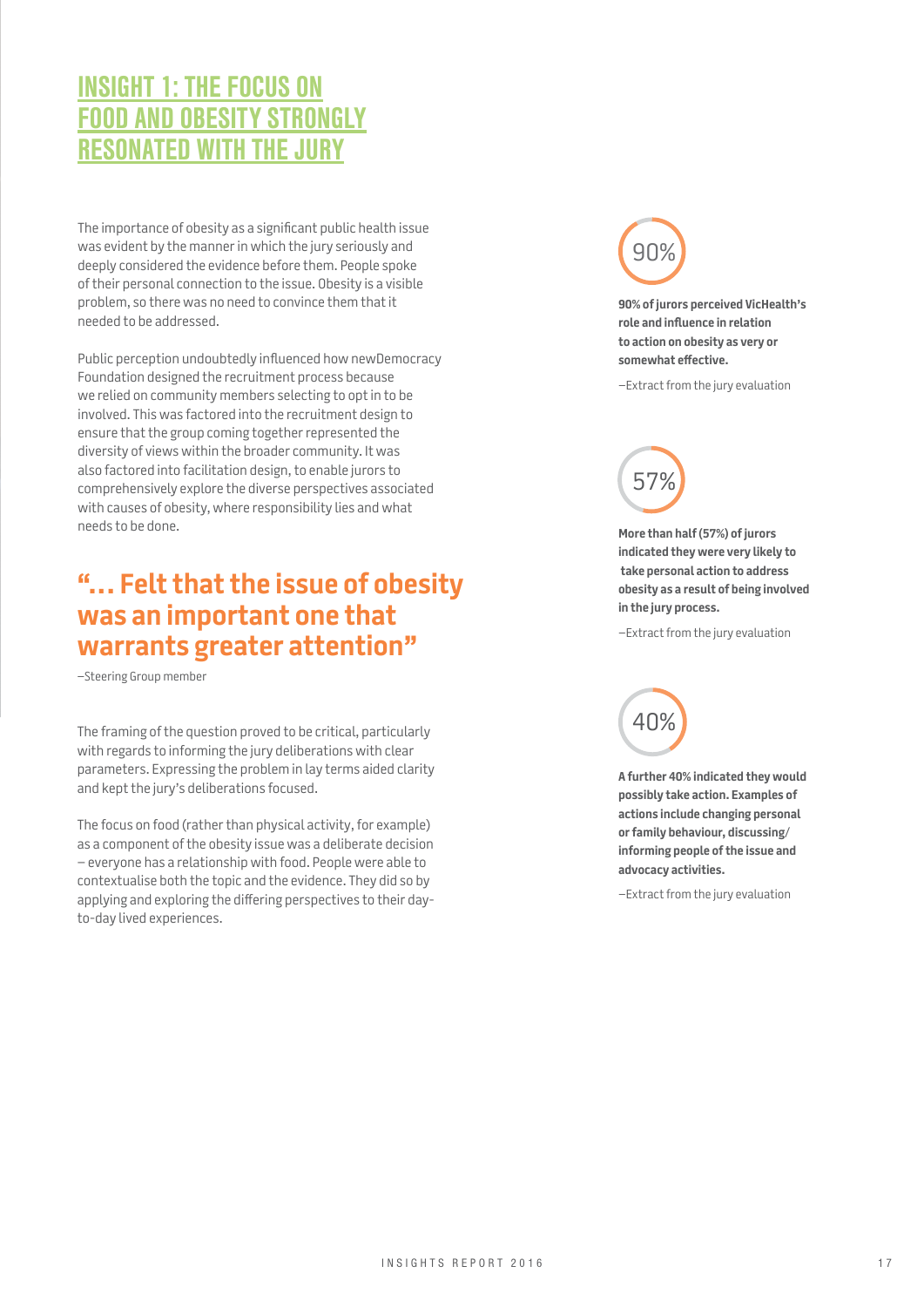## INSIGHT 1: THE FOCUS ON FOOD AND OBESITY STRONGLY RESONATED WITH THE JURY

The importance of obesity as a significant public health issue was evident by the manner in which the jury seriously and deeply considered the evidence before them. People spoke of their personal connection to the issue. Obesity is a visible problem, so there was no need to convince them that it needed to be addressed.

Public perception undoubtedly influenced how newDemocracy Foundation designed the recruitment process because we relied on community members selecting to opt in to be involved. This was factored into the recruitment design to ensure that the group coming together represented the diversity of views within the broader community. It was also factored into facilitation design, to enable jurors to comprehensively explore the diverse perspectives associated with causes of obesity, where responsibility lies and what needs to be done.

### "… Felt that the issue of obesity was an important one that warrants greater attention"

–Steering Group member

The framing of the question proved to be critical, particularly with regards to informing the jury deliberations with clear parameters. Expressing the problem in lay terms aided clarity and kept the jury's deliberations focused.

The focus on food (rather than physical activity, for example) as a component of the obesity issue was a deliberate decision – everyone has a relationship with food. People were able to contextualise both the topic and the evidence. They did so by applying and exploring the differing perspectives to their day-to-day lived experiences.

90%

**90% of jurors perceived VicHealth's role and influence in relation to action on obesity as very or somewhat effective.**

–Extract from the jury evaluation

57%

**More than half (57%) of jurors indicated they were very likely to take personal action to address obesity as a result of being involved in the jury process.**

–Extract from the jury evaluation

40%

**A further 40% indicated they would possibly take action. Examples of actions include changing personal or family behaviour, discussing/informing people of the issue and advocacy activities.**

–Extract from the jury evaluation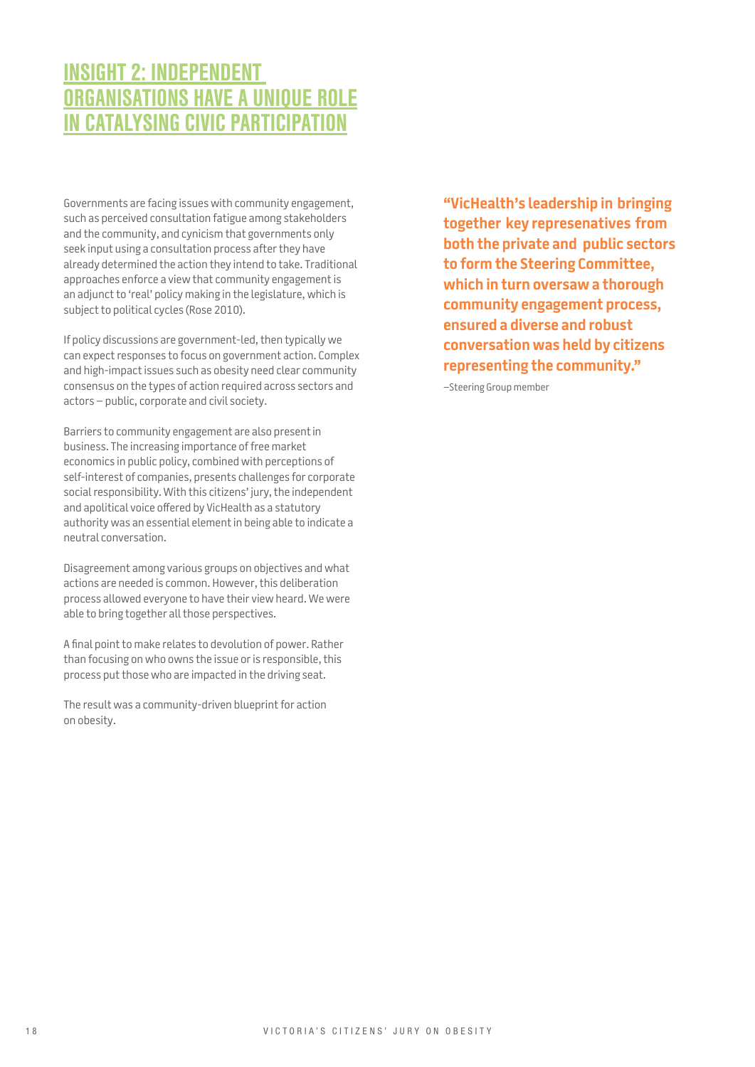# INSIGHT 2: INDEPENDENT ORGANISATIONS HAVE A UNIQUE ROLE IN CATALYSING CIVIC PARTICIPATION

Governments are facing issues with community engagement, such as perceived consultation fatigue among stakeholders and the community, and cynicism that governments only seek input using a consultation process after they have already determined the action they intend to take. Traditional approaches enforce a view that community engagement is an adjunct to 'real' policy making in the legislature, which is subject to political cycles (Rose 2010).

If policy discussions are government-led, then typically we can expect responses to focus on government action. Complex and high-impact issues such as obesity need clear community consensus on the types of action required across sectors and actors – public, corporate and civil society.

Barriers to community engagement are also present in business. The increasing importance of free market economics in public policy, combined with perceptions of self-interest of companies, presents challenges for corporate social responsibility. With this citizens' jury, the independent and apolitical voice offered by VicHealth as a statutory authority was an essential element in being able to indicate a neutral conversation.

Disagreement among various groups on objectives and what actions are needed is common. However, this deliberation process allowed everyone to have their view heard. We were able to bring together all those perspectives.

A final point to make relates to devolution of power. Rather than focusing on who owns the issue or is responsible, this process put those who are impacted in the driving seat.

The result was a community-driven blueprint for action on obesity.

**"VicHealth's leadership in bringing together key represenatives from both the private and public sectors to form the Steering Committee, which in turn oversaw a thorough community engagement process, ensured a diverse and robust conversation was held by citizens representing the community."**

–Steering Group member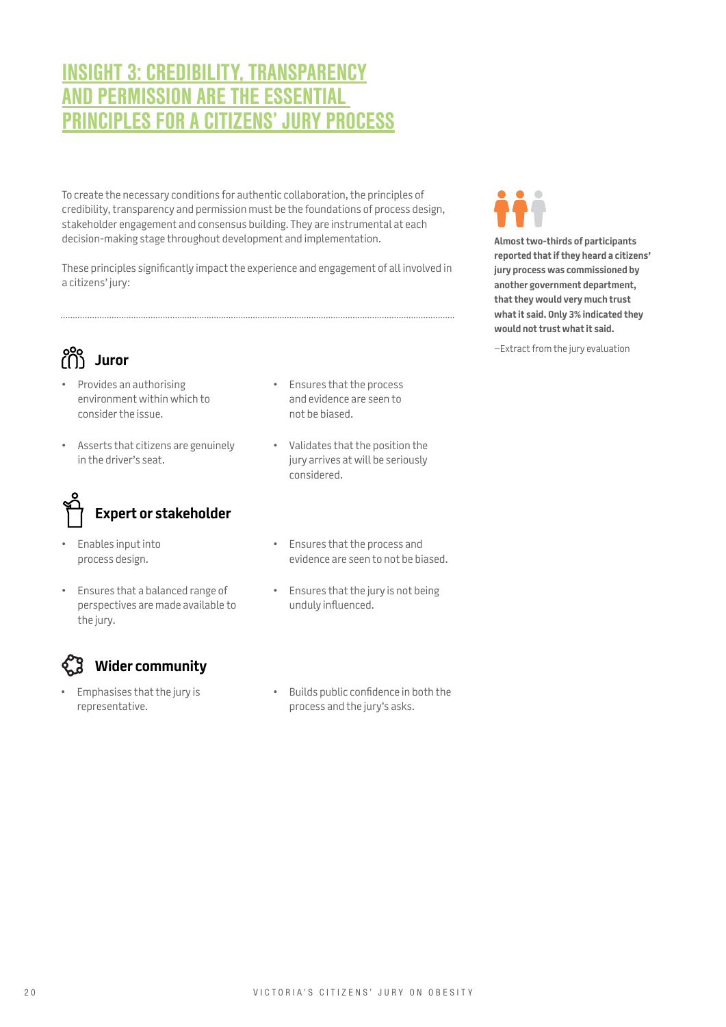# INSIGHT 3: CREDIBILITY, TRANSPARENCY AND PERMISSION ARE THE ESSENTIAL PRINCIPLES FOR A CITIZENS' JURY PROCESS

To create the necessary conditions for authentic collaboration, the principles of credibility, transparency and permission must be the foundations of process design, stakeholder engagement and consensus building. They are instrumental at each decision-making stage throughout development and implementation.

These principles significantly impact the experience and engagement of all involved in a citizens' jury:

### Juror

- Provides an authorising environment within which to consider the issue.
- Asserts that citizens are genuinely in the driver's seat.
- Ensures that the process and evidence are seen to not be biased.
- Validates that the position the jury arrives at will be seriously considered.

### Expert or stakeholder

- Enables input into process design.
- Ensures that a balanced range of perspectives are made available to the jury.
- Ensures that the process and evidence are seen to not be biased.
- Ensures that the jury is not being unduly influenced.

### Wider community

- Emphasises that the jury is representative.
- Builds public confidence in both the process and the jury's asks.

**Almost two-thirds of participants reported that if they heard a citizens' jury process was commissioned by another government department, that they would very much trust what it said. Only 3% indicated they would not trust what it said.**

–Extract from the jury evaluation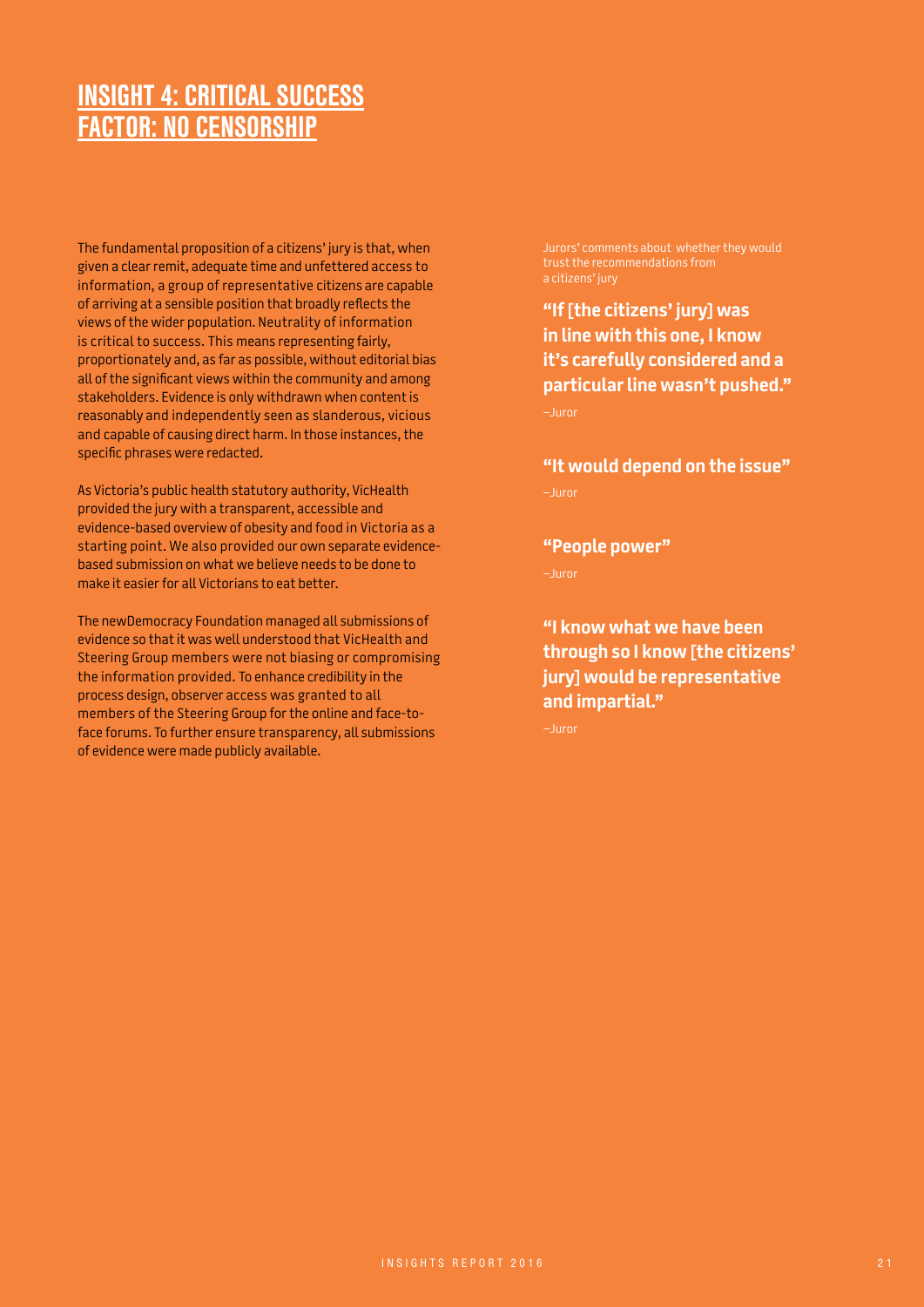# INSIGHT 4: CRITICAL SUCCESS FACTOR: NO CENSORSHIP

The fundamental proposition of a citizens' jury is that, when given a clear remit, adequate time and unfettered access to information, a group of representative citizens are capable of arriving at a sensible position that broadly reflects the views of the wider population. Neutrality of information is critical to success. This means representing fairly, proportionately and, as far as possible, without editorial bias all of the significant views within the community and among stakeholders. Evidence is only withdrawn when content is reasonably and independently seen as slanderous, vicious and capable of causing direct harm. In those instances, the specific phrases were redacted.

As Victoria's public health statutory authority, VicHealth provided the jury with a transparent, accessible and evidence-based overview of obesity and food in Victoria as a starting point. We also provided our own separate evidence-based submission on what we believe needs to be done to make it easier for all Victorians to eat better.

The newDemocracy Foundation managed all submissions of evidence so that it was well understood that VicHealth and Steering Group members were not biasing or compromising the information provided. To enhance credibility in the process design, observer access was granted to all members of the Steering Group for the online and face-to-face forums. To further ensure transparency, all submissions of evidence were made publicly available.

Jurors' comments about whether they would trust the recommendations from a citizens' jury

**"If [the citizens' jury] was in line with this one, I know it's carefully considered and a particular line wasn't pushed."**

–Juror

**"It would depend on the issue"**

–Juror

**"People power"**

–Juror

**"I know what we have been through so I know [the citizens' jury] would be representative and impartial."**

–Juror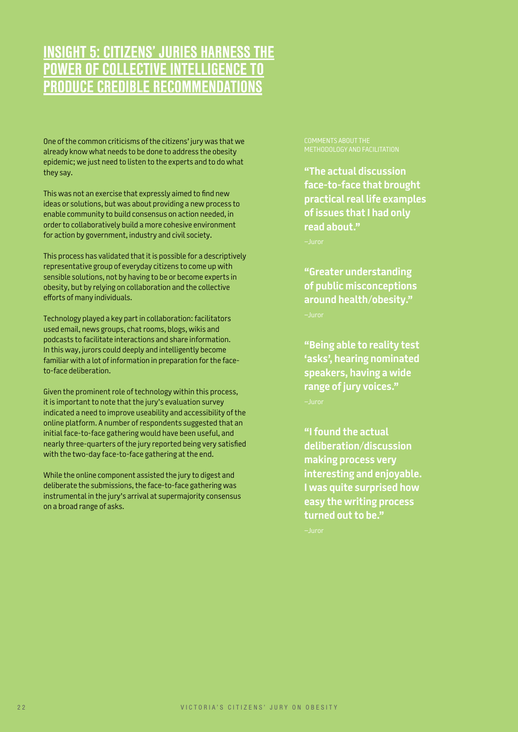# INSIGHT 5: CITIZENS' JURIES HARNESS THE POWER OF COLLECTIVE INTELLIGENCE TO PRODUCE CREDIBLE RECOMMENDATIONS

One of the common criticisms of the citizens' jury was that we already know what needs to be done to address the obesity epidemic; we just need to listen to the experts and to do what they say.

This was not an exercise that expressly aimed to find new ideas or solutions, but was about providing a new process to enable community to build consensus on action needed, in order to collaboratively build a more cohesive environment for action by government, industry and civil society.

This process has validated that it is possible for a descriptively representative group of everyday citizens to come up with sensible solutions, not by having to be or become experts in obesity, but by relying on collaboration and the collective efforts of many individuals.

Technology played a key part in collaboration: facilitators used email, news groups, chat rooms, blogs, wikis and podcasts to facilitate interactions and share information. In this way, jurors could deeply and intelligently become familiar with a lot of information in preparation for the face-to-face deliberation.

Given the prominent role of technology within this process, it is important to note that the jury's evaluation survey indicated a need to improve useability and accessibility of the online platform. A number of respondents suggested that an initial face-to-face gathering would have been useful, and nearly three-quarters of the jury reported being very satisfied with the two-day face-to-face gathering at the end.

While the online component assisted the jury to digest and deliberate the submissions, the face-to-face gathering was instrumental in the jury's arrival at supermajority consensus on a broad range of asks.

COMMENTS ABOUT THE METHODOLOGY AND FACILITATION

**"The actual discussion face-to-face that brought practical real life examples of issues that I had only read about."**

–Juror

**"Greater understanding of public misconceptions around health/obesity."**

–Juror

**"Being able to reality test 'asks', hearing nominated speakers, having a wide range of jury voices."**

–Juror

**"I found the actual deliberation/discussion making process very interesting and enjoyable. I was quite surprised how easy the writing process turned out to be."**

–Juror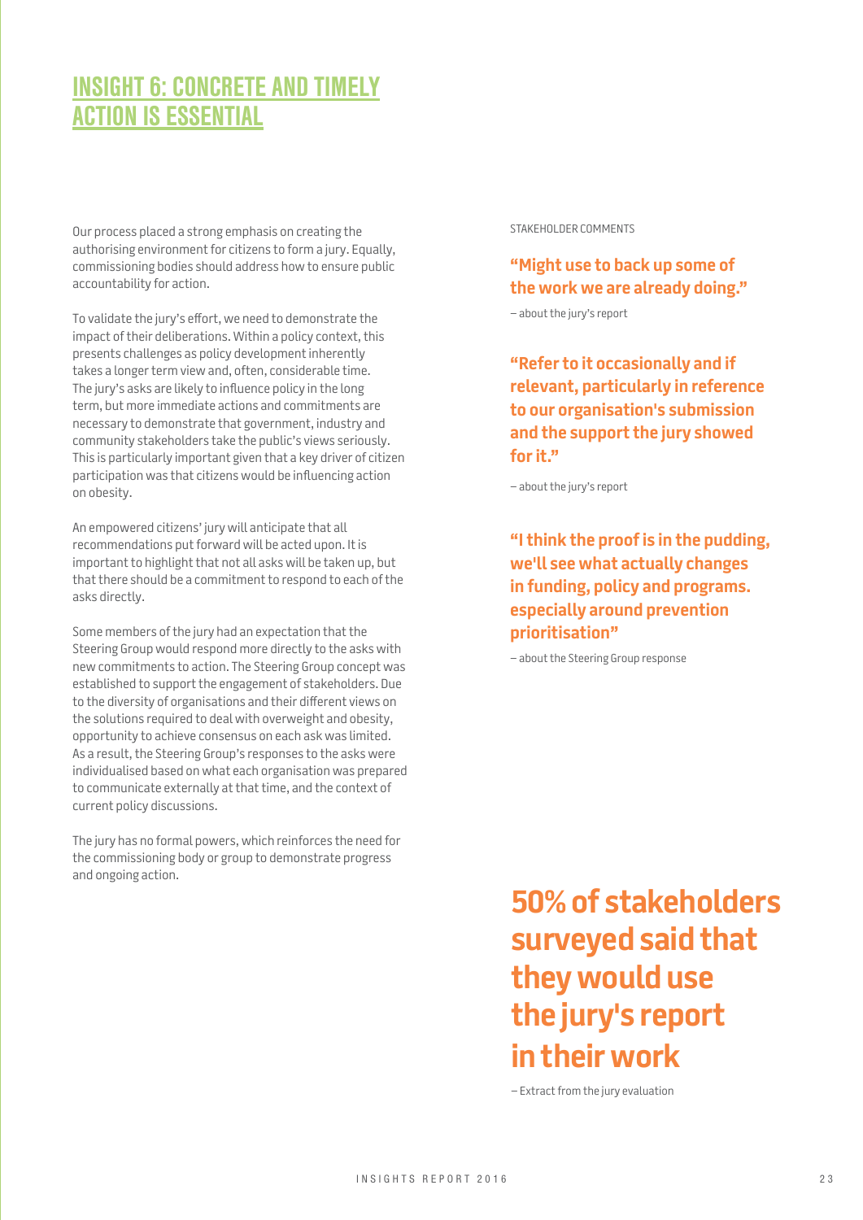# INSIGHT 6: CONCRETE AND TIMELY ACTION IS ESSENTIAL

Our process placed a strong emphasis on creating the authorising environment for citizens to form a jury. Equally, commissioning bodies should address how to ensure public accountability for action.

To validate the jury's effort, we need to demonstrate the impact of their deliberations. Within a policy context, this presents challenges as policy development inherently takes a longer term view and, often, considerable time. The jury's asks are likely to influence policy in the long term, but more immediate actions and commitments are necessary to demonstrate that government, industry and community stakeholders take the public's views seriously. This is particularly important given that a key driver of citizen participation was that citizens would be influencing action on obesity.

An empowered citizens' jury will anticipate that all recommendations put forward will be acted upon. It is important to highlight that not all asks will be taken up, but that there should be a commitment to respond to each of the asks directly.

Some members of the jury had an expectation that the Steering Group would respond more directly to the asks with new commitments to action. The Steering Group concept was established to support the engagement of stakeholders. Due to the diversity of organisations and their different views on the solutions required to deal with overweight and obesity, opportunity to achieve consensus on each ask was limited. As a result, the Steering Group's responses to the asks were individualised based on what each organisation was prepared to communicate externally at that time, and the context of current policy discussions.

The jury has no formal powers, which reinforces the need for the commissioning body or group to demonstrate progress and ongoing action.

STAKEHOLDER COMMENTS

**"Might use to back up some of the work we are already doing."**

– about the jury's report

**"Refer to it occasionally and if relevant, particularly in reference to our organisation's submission and the support the jury showed for it."**

– about the jury's report

**"I think the proof is in the pudding, we'll see what actually changes in funding, policy and programs. especially around prevention prioritisation"**

– about the Steering Group response

**50% of stakeholders surveyed said that they would use the jury's report in their work**

– Extract from the jury evaluation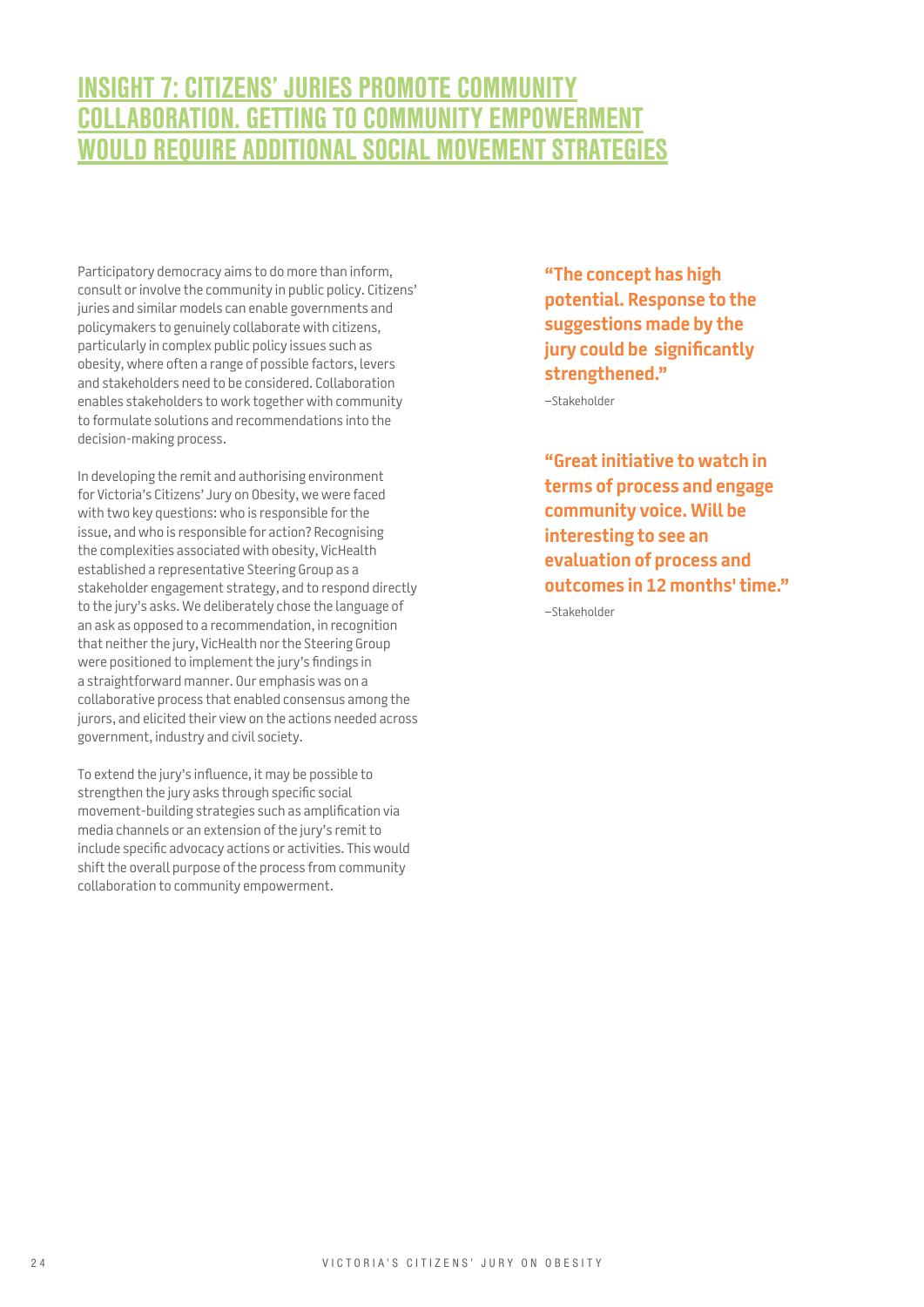# INSIGHT 7: CITIZENS' JURIES PROMOTE COMMUNITY COLLABORATION. GETTING TO COMMUNITY EMPOWERMENT WOULD REQUIRE ADDITIONAL SOCIAL MOVEMENT STRATEGIES

Participatory democracy aims to do more than inform, consult or involve the community in public policy. Citizens' juries and similar models can enable governments and policymakers to genuinely collaborate with citizens, particularly in complex public policy issues such as obesity, where often a range of possible factors, levers and stakeholders need to be considered. Collaboration enables stakeholders to work together with community to formulate solutions and recommendations into the decision-making process.

In developing the remit and authorising environment for Victoria's Citizens' Jury on Obesity, we were faced with two key questions: who is responsible for the issue, and who is responsible for action? Recognising the complexities associated with obesity, VicHealth established a representative Steering Group as a stakeholder engagement strategy, and to respond directly to the jury's asks. We deliberately chose the language of an ask as opposed to a recommendation, in recognition that neither the jury, VicHealth nor the Steering Group were positioned to implement the jury's findings in a straightforward manner. Our emphasis was on a collaborative process that enabled consensus among the jurors, and elicited their view on the actions needed across government, industry and civil society.

To extend the jury's influence, it may be possible to strengthen the jury asks through specific social movement-building strategies such as amplification via media channels or an extension of the jury's remit to include specific advocacy actions or activities. This would shift the overall purpose of the process from community collaboration to community empowerment.

**"The concept has high potential. Response to the suggestions made by the jury could be significantly strengthened."**

–Stakeholder

**"Great initiative to watch in terms of process and engage community voice. Will be interesting to see an evaluation of process and outcomes in 12 months' time."**

–Stakeholder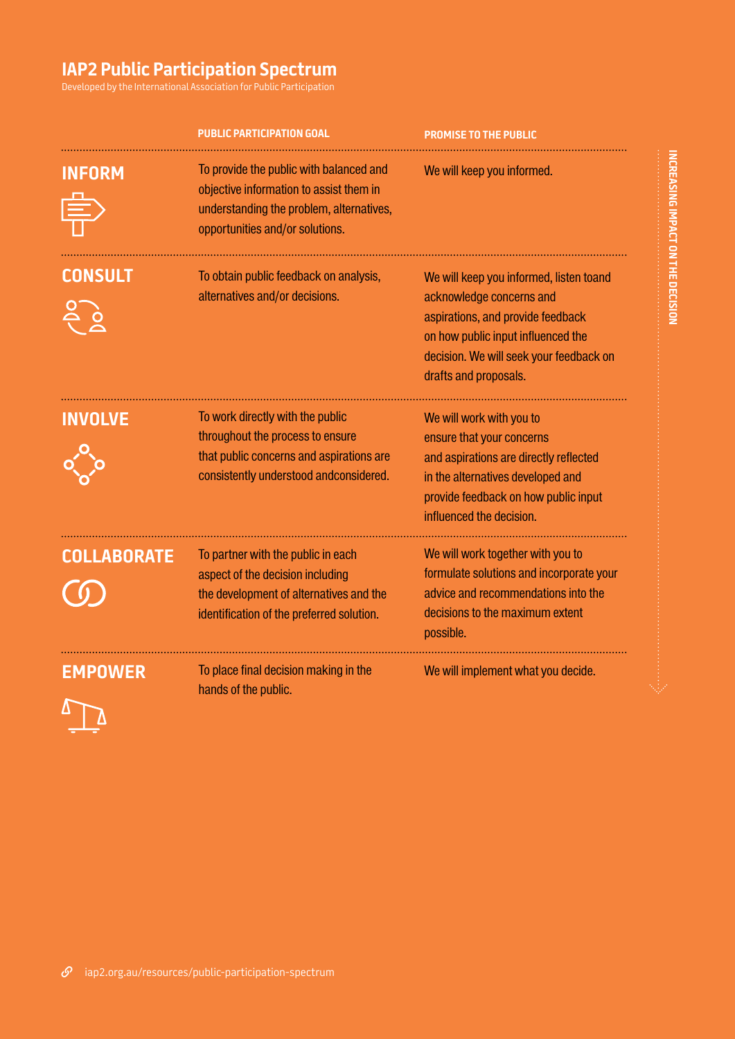## IAP2 Public Participation Spectrum

Developed by the International Association for Public Participation

| | PUBLIC PARTICIPATION GOAL | PROMISE TO THE PUBLIC |
|---|---|---|
| **INFORM** | To provide the public with balanced and objective information to assist them in understanding the problem, alternatives, opportunities and/or solutions. | We will keep you informed. |
| **CONSULT** | To obtain public feedback on analysis, alternatives and/or decisions. | We will keep you informed, listen toand acknowledge concerns and aspirations, and provide feedback on how public input influenced the decision. We will seek your feedback on drafts and proposals. |
| **INVOLVE** | To work directly with the public throughout the process to ensure that public concerns and aspirations are consistently understood andconsidered. | We will work with you to ensure that your concerns and aspirations are directly reflected in the alternatives developed and provide feedback on how public input influenced the decision. |
| **COLLABORATE** | To partner with the public in each aspect of the decision including the development of alternatives and the identification of the preferred solution. | We will work together with you to formulate solutions and incorporate your advice and recommendations into the decisions to the maximum extent possible. |
| **EMPOWER** | To place final decision making in the hands of the public. | We will implement what you decide. |

INCREASING IMPACT ON THE DECISION

iap2.org.au/resources/public-participation-spectrum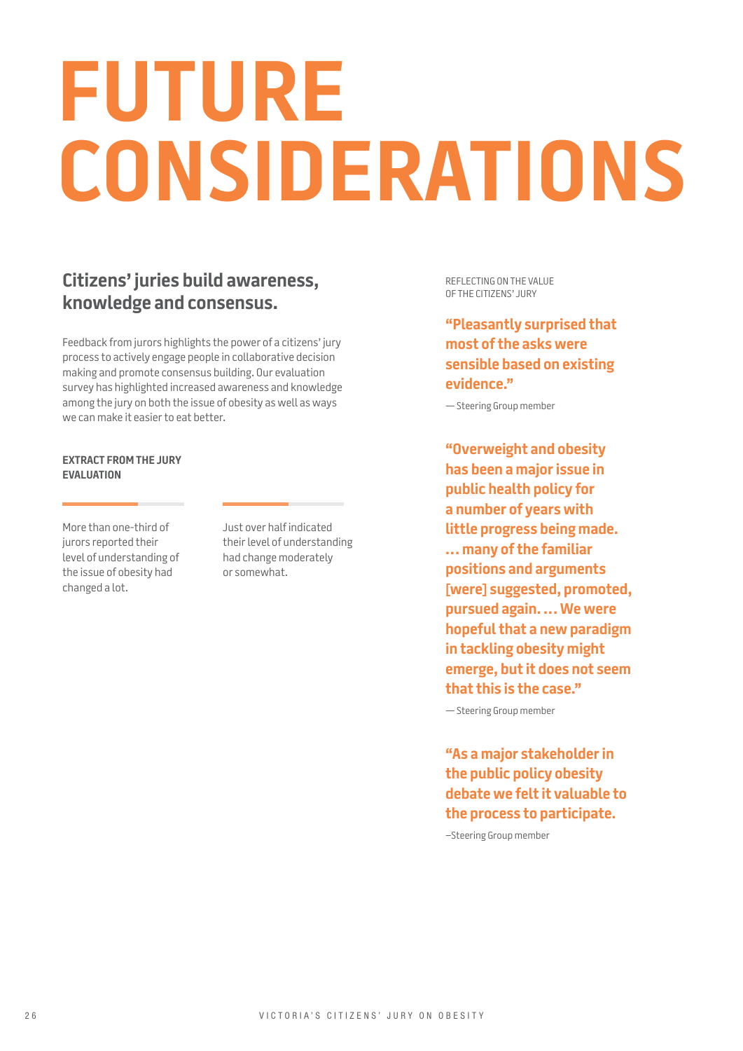# FUTURE CONSIDERATIONS

## Citizens' juries build awareness, knowledge and consensus.

Feedback from jurors highlights the power of a citizens' jury process to actively engage people in collaborative decision making and promote consensus building. Our evaluation survey has highlighted increased awareness and knowledge among the jury on both the issue of obesity as well as ways we can make it easier to eat better.

**EXTRACT FROM THE JURY EVALUATION**

More than one-third of jurors reported their level of understanding of the issue of obesity had changed a lot.

Just over half indicated their level of understanding had change moderately or somewhat.

REFLECTING ON THE VALUE OF THE CITIZENS' JURY

**"Pleasantly surprised that most of the asks were sensible based on existing evidence."**

— Steering Group member

**"Overweight and obesity has been a major issue in public health policy for a number of years with little progress being made. … many of the familiar positions and arguments [were] suggested, promoted, pursued again. … We were hopeful that a new paradigm in tackling obesity might emerge, but it does not seem that this is the case."**

— Steering Group member

**"As a major stakeholder in the public policy obesity debate we felt it valuable to the process to participate.**

–Steering Group member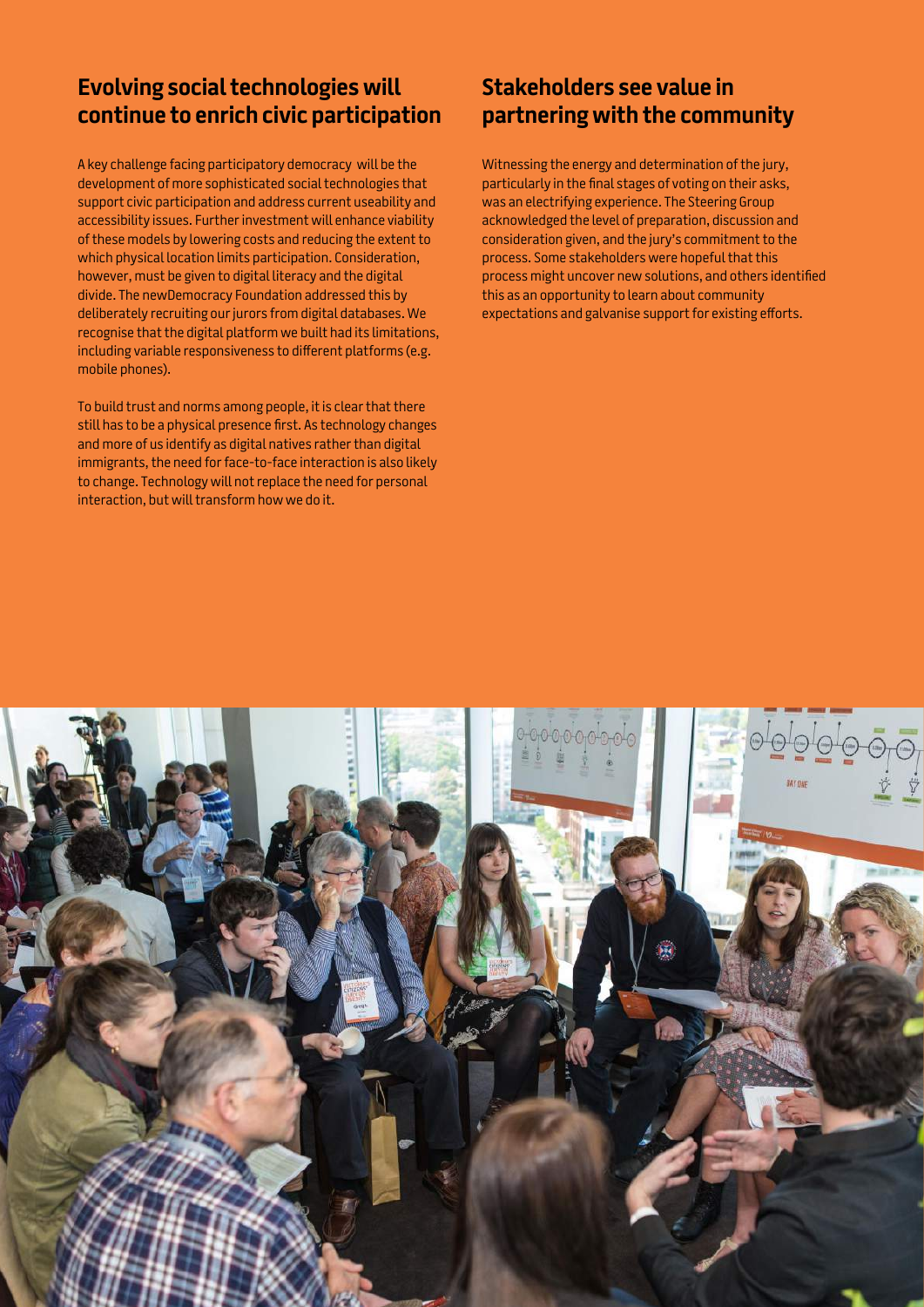## Evolving social technologies will continue to enrich civic participation

A key challenge facing participatory democracy will be the development of more sophisticated social technologies that support civic participation and address current useability and accessibility issues. Further investment will enhance viability of these models by lowering costs and reducing the extent to which physical location limits participation. Consideration, however, must be given to digital literacy and the digital divide. The newDemocracy Foundation addressed this by deliberately recruiting our jurors from digital databases. We recognise that the digital platform we built had its limitations, including variable responsiveness to different platforms (e.g. mobile phones).

To build trust and norms among people, it is clear that there still has to be a physical presence first. As technology changes and more of us identify as digital natives rather than digital immigrants, the need for face-to-face interaction is also likely to change. Technology will not replace the need for personal interaction, but will transform how we do it.

## Stakeholders see value in partnering with the community

Witnessing the energy and determination of the jury, particularly in the final stages of voting on their asks, was an electrifying experience. The Steering Group acknowledged the level of preparation, discussion and consideration given, and the jury's commitment to the process. Some stakeholders were hopeful that this process might uncover new solutions, and others identified this as an opportunity to learn about community expectations and galvanise support for existing efforts.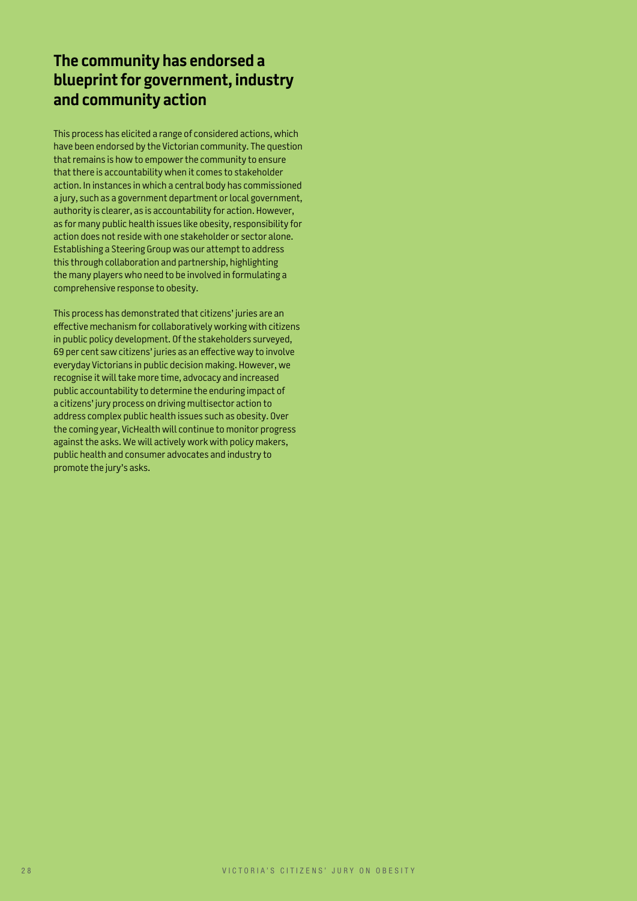## The community has endorsed a blueprint for government, industry and community action

This process has elicited a range of considered actions, which have been endorsed by the Victorian community. The question that remains is how to empower the community to ensure that there is accountability when it comes to stakeholder action. In instances in which a central body has commissioned a jury, such as a government department or local government, authority is clearer, as is accountability for action. However, as for many public health issues like obesity, responsibility for action does not reside with one stakeholder or sector alone. Establishing a Steering Group was our attempt to address this through collaboration and partnership, highlighting the many players who need to be involved in formulating a comprehensive response to obesity.

This process has demonstrated that citizens' juries are an effective mechanism for collaboratively working with citizens in public policy development. Of the stakeholders surveyed, 69 per cent saw citizens' juries as an effective way to involve everyday Victorians in public decision making. However, we recognise it will take more time, advocacy and increased public accountability to determine the enduring impact of a citizens' jury process on driving multisector action to address complex public health issues such as obesity. Over the coming year, VicHealth will continue to monitor progress against the asks. We will actively work with policy makers, public health and consumer advocates and industry to promote the jury's asks.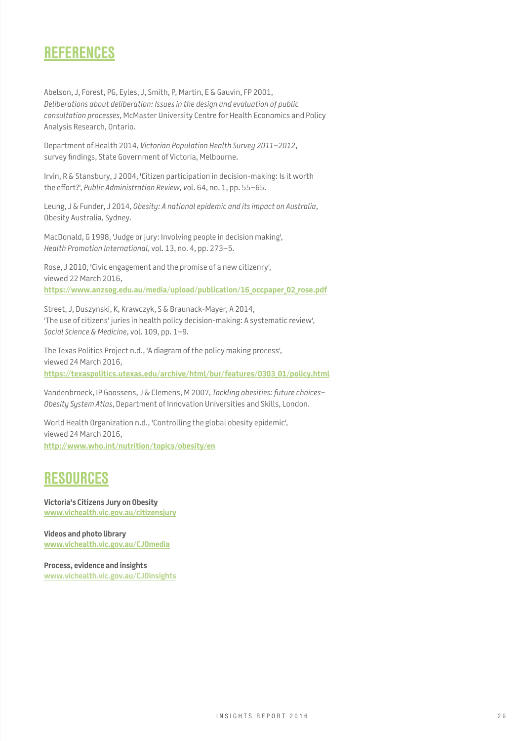## REFERENCES

Abelson, J, Forest, PG, Eyles, J, Smith, P, Martin, E & Gauvin, FP 2001, *Deliberations about deliberation: Issues in the design and evaluation of public consultation processes*, McMaster University Centre for Health Economics and Policy Analysis Research, Ontario.

Department of Health 2014, *Victorian Population Health Survey 2011–2012*, survey findings, State Government of Victoria, Melbourne.

Irvin, R & Stansbury, J 2004, 'Citizen participation in decision-making: Is it worth the effort?', *Public Administration Review,* vol. 64, no. 1, pp. 55–65.

Leung, J & Funder, J 2014, *Obesity: A national epidemic and its impact on Australia*, Obesity Australia, Sydney.

MacDonald, G 1998, 'Judge or jury: Involving people in decision making', *Health Promotion International*, vol. 13, no. 4, pp. 273–5.

Rose, J 2010, 'Civic engagement and the promise of a new citizenry', viewed 22 March 2016, **https://www.anzsog.edu.au/media/upload/publication/16_occpaper_02_rose.pdf**

Street, J, Duszynski, K, Krawczyk, S & Braunack-Mayer, A 2014, 'The use of citizens' juries in health policy decision-making: A systematic review', *Social Science & Medicine*, vol. 109, pp. 1–9.

The Texas Politics Project n.d., 'A diagram of the policy making process', viewed 24 March 2016, **https://texaspolitics.utexas.edu/archive/html/bur/features/0303_01/policy.html**

Vandenbroeck, IP Goossens, J & Clemens, M 2007, *Tackling obesities: future choices– Obesity System Atlas*, Department of Innovation Universities and Skills, London.

World Health Organization n.d., 'Controlling the global obesity epidemic', viewed 24 March 2016, **http://www.who.int/nutrition/topics/obesity/en**

## RESOURCES

**Victoria's Citizens Jury on Obesity**
**www.vichealth.vic.gov.au/citizensjury**

**Videos and photo library**
**www.vichealth.vic.gov.au/CJOmedia**

**Process, evidence and insights**
**www.vichealth.vic.gov.au/CJOinsights**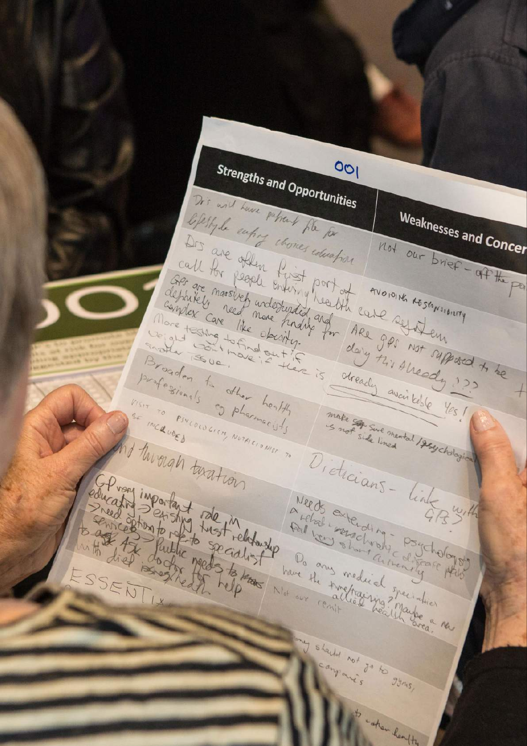001

| Strengths and Opportunities | Weaknesses and Concer... |
| --- | --- |
| Dr's will have patient file for lifestyle eating choices education | Not our brief - off the pa... |
| Drs are often first port of call for people entering health care system | AVOIDING RESPONSIBILITY |
| GPs are massively underfunded and definitely need more funding for complex care like obesity. | ARE GPs NOT supposed to be doing this Already !?? |
| More testing to find out if weight won't move if there is another issue. | already available Yes! |
| Broaden to other health professionals eg pharmacists | make sure mental / psychological is not side lined |
| VISIT TO PSYCOLOGIST, NUTRICIONIST TO BE INCLUDED | |
| ...nd through taxation | Dieticians - link with GPs? |
| GP very important role in educating => existing trust relationship => need option to refer to specialist services => public needs to ask doctor for help with diet / health | Needs extending - psychology & rehab - non-chronic disease plans fall very short currently |
| ESSENTI... | Do any medical specialties have the time/training? Maybe a new allied health area. |
| | Not our remit |
| | ...ney should not go to gyms, ... companies |
| | ...to other healthy |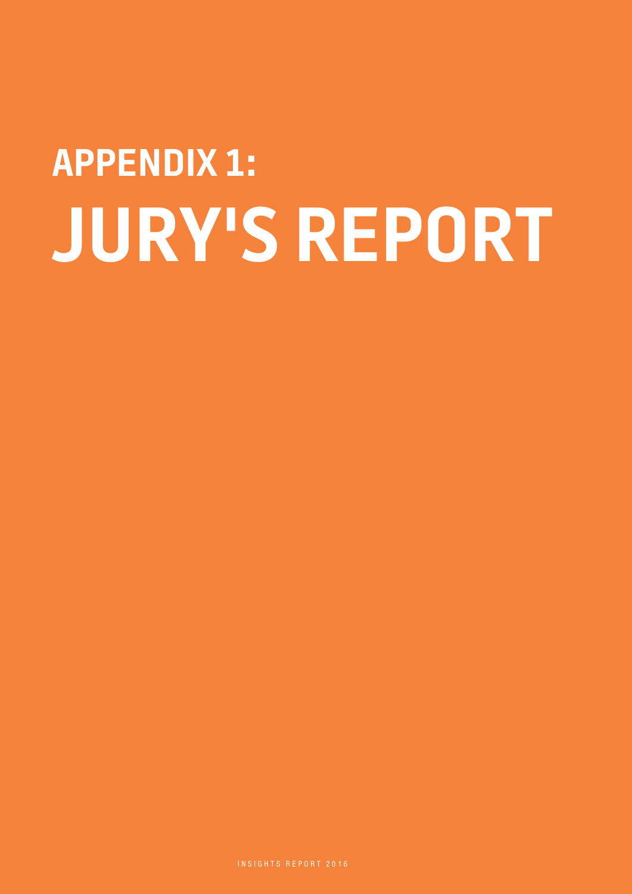# APPENDIX 1:
# JURY'S REPORT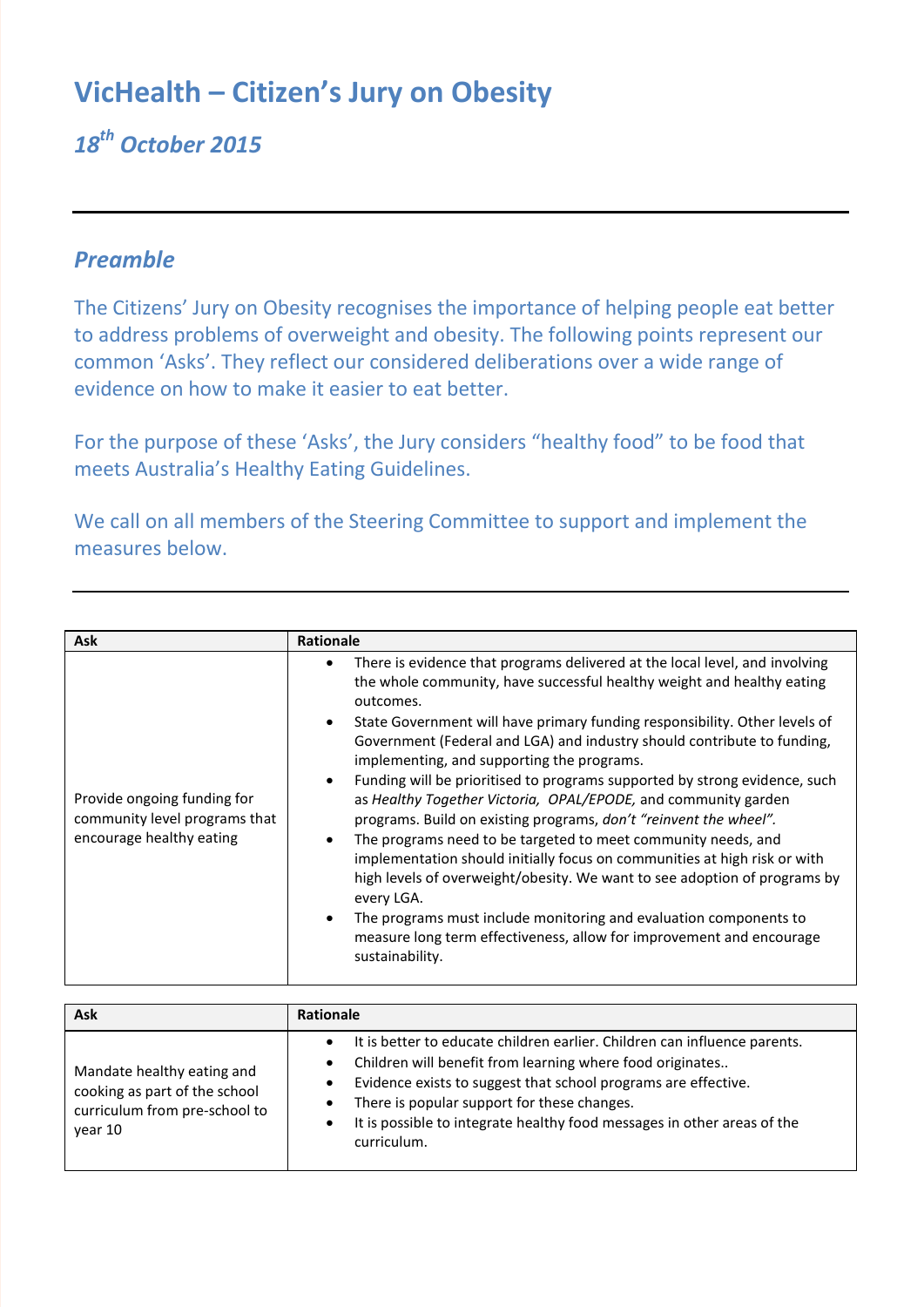# VicHealth – Citizen's Jury on Obesity

## *18th October 2015*

---

## *Preamble*

The Citizens' Jury on Obesity recognises the importance of helping people eat better to address problems of overweight and obesity. The following points represent our common 'Asks'. They reflect our considered deliberations over a wide range of evidence on how to make it easier to eat better.

For the purpose of these 'Asks', the Jury considers "healthy food" to be food that meets Australia's Healthy Eating Guidelines.

We call on all members of the Steering Committee to support and implement the measures below.

---

| Ask | Rationale |
|---|---|
| Provide ongoing funding for community level programs that encourage healthy eating | • There is evidence that programs delivered at the local level, and involving the whole community, have successful healthy weight and healthy eating outcomes.<br>• State Government will have primary funding responsibility. Other levels of Government (Federal and LGA) and industry should contribute to funding, implementing, and supporting the programs.<br>• Funding will be prioritised to programs supported by strong evidence, such as *Healthy Together Victoria, OPAL/EPODE,* and community garden programs. Build on existing programs, *don't "reinvent the wheel".*<br>• The programs need to be targeted to meet community needs, and implementation should initially focus on communities at high risk or with high levels of overweight/obesity. We want to see adoption of programs by every LGA.<br>• The programs must include monitoring and evaluation components to measure long term effectiveness, allow for improvement and encourage sustainability. |

| Ask | Rationale |
|---|---|
| Mandate healthy eating and cooking as part of the school curriculum from pre-school to year 10 | • It is better to educate children earlier. Children can influence parents.<br>• Children will benefit from learning where food originates..<br>• Evidence exists to suggest that school programs are effective.<br>• There is popular support for these changes.<br>• It is possible to integrate healthy food messages in other areas of the curriculum. |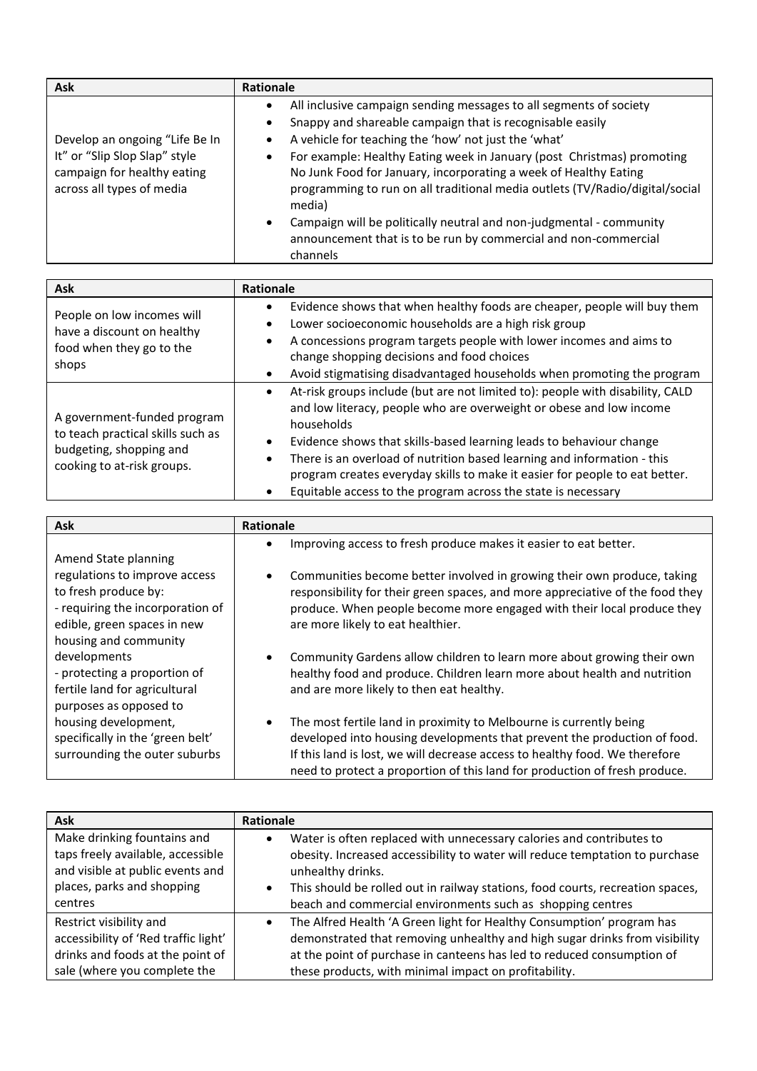| Ask | Rationale |
| --- | --- |
| Develop an ongoing "Life Be In It" or "Slip Slop Slap" style campaign for healthy eating across all types of media | • All inclusive campaign sending messages to all segments of society<br>• Snappy and shareable campaign that is recognisable easily<br>• A vehicle for teaching the 'how' not just the 'what'<br>• For example: Healthy Eating week in January (post Christmas) promoting No Junk Food for January, incorporating a week of Healthy Eating programming to run on all traditional media outlets (TV/Radio/digital/social media)<br>• Campaign will be politically neutral and non-judgmental - community announcement that is to be run by commercial and non-commercial channels |

| Ask | Rationale |
| --- | --- |
| People on low incomes will have a discount on healthy food when they go to the shops | • Evidence shows that when healthy foods are cheaper, people will buy them<br>• Lower socioeconomic households are a high risk group<br>• A concessions program targets people with lower incomes and aims to change shopping decisions and food choices<br>• Avoid stigmatising disadvantaged households when promoting the program |
| A government-funded program to teach practical skills such as budgeting, shopping and cooking to at-risk groups. | • At-risk groups include (but are not limited to): people with disability, CALD and low literacy, people who are overweight or obese and low income households<br>• Evidence shows that skills-based learning leads to behaviour change<br>• There is an overload of nutrition based learning and information - this program creates everyday skills to make it easier for people to eat better.<br>• Equitable access to the program across the state is necessary |

| Ask | Rationale |
| --- | --- |
| Amend State planning regulations to improve access to fresh produce by:<br>- requiring the incorporation of edible, green spaces in new housing and community developments<br>- protecting a proportion of fertile land for agricultural purposes as opposed to housing development, specifically in the 'green belt' surrounding the outer suburbs | • Improving access to fresh produce makes it easier to eat better.<br>• Communities become better involved in growing their own produce, taking responsibility for their green spaces, and more appreciative of the food they produce. When people become more engaged with their local produce they are more likely to eat healthier.<br>• Community Gardens allow children to learn more about growing their own healthy food and produce. Children learn more about health and nutrition and are more likely to then eat healthy.<br>• The most fertile land in proximity to Melbourne is currently being developed into housing developments that prevent the production of food. If this land is lost, we will decrease access to healthy food. We therefore need to protect a proportion of this land for production of fresh produce. |

| Ask | Rationale |
| --- | --- |
| Make drinking fountains and taps freely available, accessible and visible at public events and places, parks and shopping centres | • Water is often replaced with unnecessary calories and contributes to obesity. Increased accessibility to water will reduce temptation to purchase unhealthy drinks.<br>• This should be rolled out in railway stations, food courts, recreation spaces, beach and commercial environments such as shopping centres |
| Restrict visibility and accessibility of 'Red traffic light' drinks and foods at the point of sale (where you complete the | • The Alfred Health 'A Green light for Healthy Consumption' program has demonstrated that removing unhealthy and high sugar drinks from visibility at the point of purchase in canteens has led to reduced consumption of these products, with minimal impact on profitability. |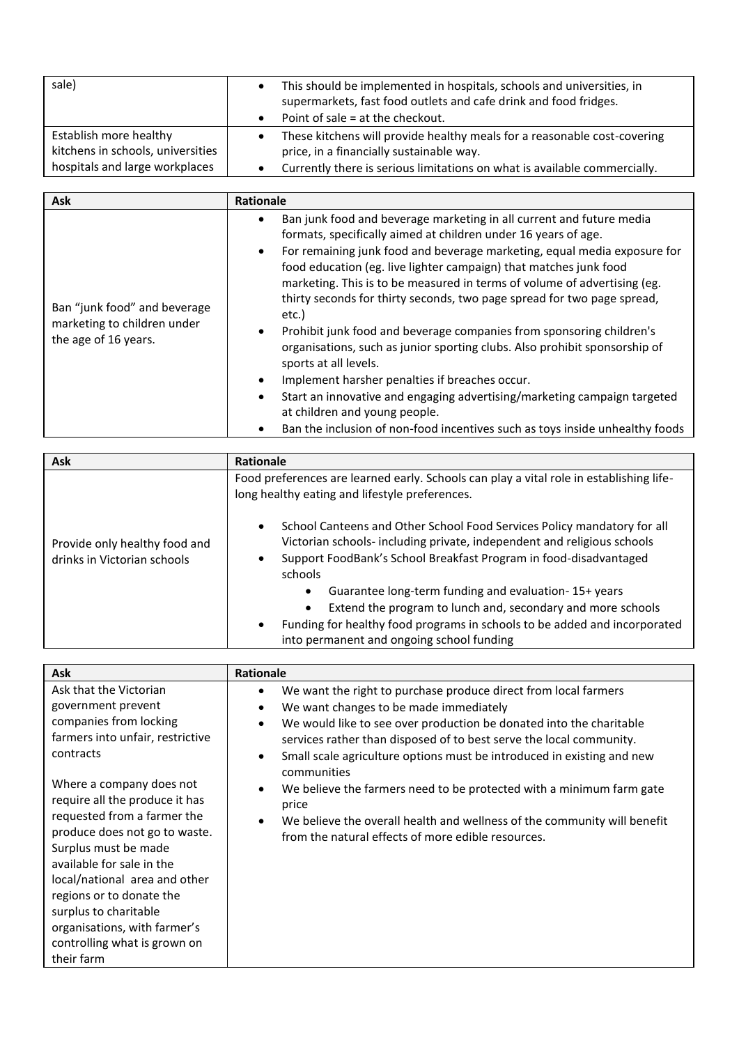| | |
|---|---|
| sale) | • This should be implemented in hospitals, schools and universities, in supermarkets, fast food outlets and cafe drink and food fridges.<br>• Point of sale = at the checkout. |
| Establish more healthy kitchens in schools, universities hospitals and large workplaces | • These kitchens will provide healthy meals for a reasonable cost-covering price, in a financially sustainable way.<br>• Currently there is serious limitations on what is available commercially. |

| Ask | Rationale |
|---|---|
| Ban "junk food" and beverage marketing to children under the age of 16 years. | • Ban junk food and beverage marketing in all current and future media formats, specifically aimed at children under 16 years of age.<br>• For remaining junk food and beverage marketing, equal media exposure for food education (eg. live lighter campaign) that matches junk food marketing. This is to be measured in terms of volume of advertising (eg. thirty seconds for thirty seconds, two page spread for two page spread, etc.)<br>• Prohibit junk food and beverage companies from sponsoring children's organisations, such as junior sporting clubs. Also prohibit sponsorship of sports at all levels.<br>• Implement harsher penalties if breaches occur.<br>• Start an innovative and engaging advertising/marketing campaign targeted at children and young people.<br>• Ban the inclusion of non-food incentives such as toys inside unhealthy foods |

| Ask | Rationale |
|---|---|
| Provide only healthy food and drinks in Victorian schools | Food preferences are learned early. Schools can play a vital role in establishing life-long healthy eating and lifestyle preferences.<br><br>• School Canteens and Other School Food Services Policy mandatory for all Victorian schools- including private, independent and religious schools<br>• Support FoodBank's School Breakfast Program in food-disadvantaged schools<br>&nbsp;&nbsp;&nbsp;&nbsp;• Guarantee long-term funding and evaluation- 15+ years<br>&nbsp;&nbsp;&nbsp;&nbsp;• Extend the program to lunch and, secondary and more schools<br>• Funding for healthy food programs in schools to be added and incorporated into permanent and ongoing school funding |

| Ask | Rationale |
|---|---|
| Ask that the Victorian government prevent companies from locking farmers into unfair, restrictive contracts<br><br>Where a company does not require all the produce it has requested from a farmer the produce does not go to waste. Surplus must be made available for sale in the local/national area and other regions or to donate the surplus to charitable organisations, with farmer's controlling what is grown on their farm | • We want the right to purchase produce direct from local farmers<br>• We want changes to be made immediately<br>• We would like to see over production be donated into the charitable services rather than disposed of to best serve the local community.<br>• Small scale agriculture options must be introduced in existing and new communities<br>• We believe the farmers need to be protected with a minimum farm gate price<br>• We believe the overall health and wellness of the community will benefit from the natural effects of more edible resources. |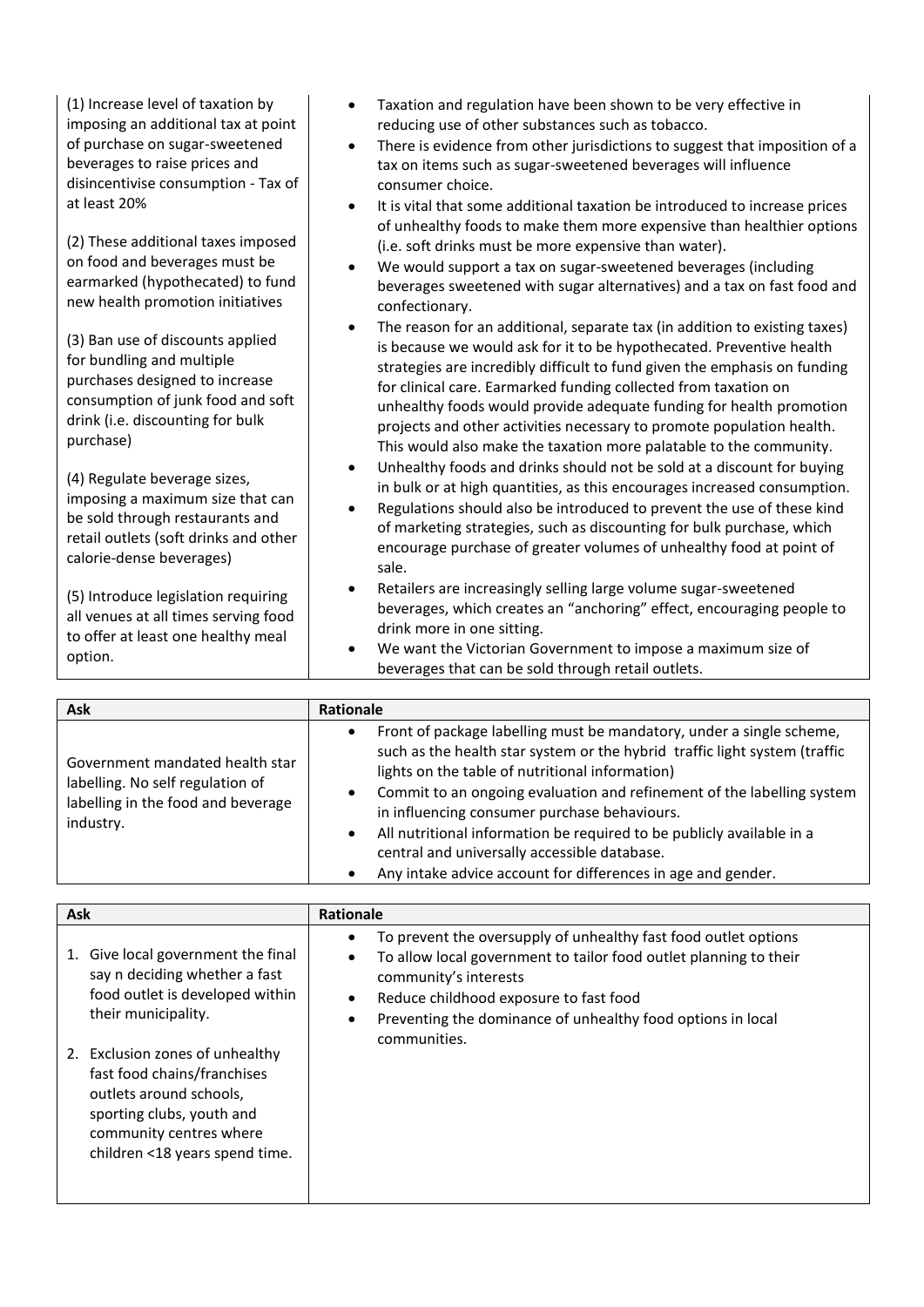| | |
|---|---|
| (1) Increase level of taxation by imposing an additional tax at point of purchase on sugar-sweetened beverages to raise prices and disincentivise consumption - Tax of at least 20%<br><br>(2) These additional taxes imposed on food and beverages must be earmarked (hypothecated) to fund new health promotion initiatives<br><br>(3) Ban use of discounts applied for bundling and multiple purchases designed to increase consumption of junk food and soft drink (i.e. discounting for bulk purchase)<br><br>(4) Regulate beverage sizes, imposing a maximum size that can be sold through restaurants and retail outlets (soft drinks and other calorie-dense beverages)<br><br>(5) Introduce legislation requiring all venues at all times serving food to offer at least one healthy meal option. | • Taxation and regulation have been shown to be very effective in reducing use of other substances such as tobacco.<br>• There is evidence from other jurisdictions to suggest that imposition of a tax on items such as sugar-sweetened beverages will influence consumer choice.<br>• It is vital that some additional taxation be introduced to increase prices of unhealthy foods to make them more expensive than healthier options (i.e. soft drinks must be more expensive than water).<br>• We would support a tax on sugar-sweetened beverages (including beverages sweetened with sugar alternatives) and a tax on fast food and confectionary.<br>• The reason for an additional, separate tax (in addition to existing taxes) is because we would ask for it to be hypothecated. Preventive health strategies are incredibly difficult to fund given the emphasis on funding for clinical care. Earmarked funding collected from taxation on unhealthy foods would provide adequate funding for health promotion projects and other activities necessary to promote population health. This would also make the taxation more palatable to the community.<br>• Unhealthy foods and drinks should not be sold at a discount for buying in bulk or at high quantities, as this encourages increased consumption.<br>• Regulations should also be introduced to prevent the use of these kind of marketing strategies, such as discounting for bulk purchase, which encourage purchase of greater volumes of unhealthy food at point of sale.<br>• Retailers are increasingly selling large volume sugar-sweetened beverages, which creates an "anchoring" effect, encouraging people to drink more in one sitting.<br>• We want the Victorian Government to impose a maximum size of beverages that can be sold through retail outlets. |

| Ask | Rationale |
|---|---|
| Government mandated health star labelling. No self regulation of labelling in the food and beverage industry. | • Front of package labelling must be mandatory, under a single scheme, such as the health star system or the hybrid traffic light system (traffic lights on the table of nutritional information)<br>• Commit to an ongoing evaluation and refinement of the labelling system in influencing consumer purchase behaviours.<br>• All nutritional information be required to be publicly available in a central and universally accessible database.<br>• Any intake advice account for differences in age and gender. |

| Ask | Rationale |
|---|---|
| 1. Give local government the final say n deciding whether a fast food outlet is developed within their municipality.<br><br>2. Exclusion zones of unhealthy fast food chains/franchises outlets around schools, sporting clubs, youth and community centres where children <18 years spend time. | • To prevent the oversupply of unhealthy fast food outlet options<br>• To allow local government to tailor food outlet planning to their community's interests<br>• Reduce childhood exposure to fast food<br>• Preventing the dominance of unhealthy food options in local communities. |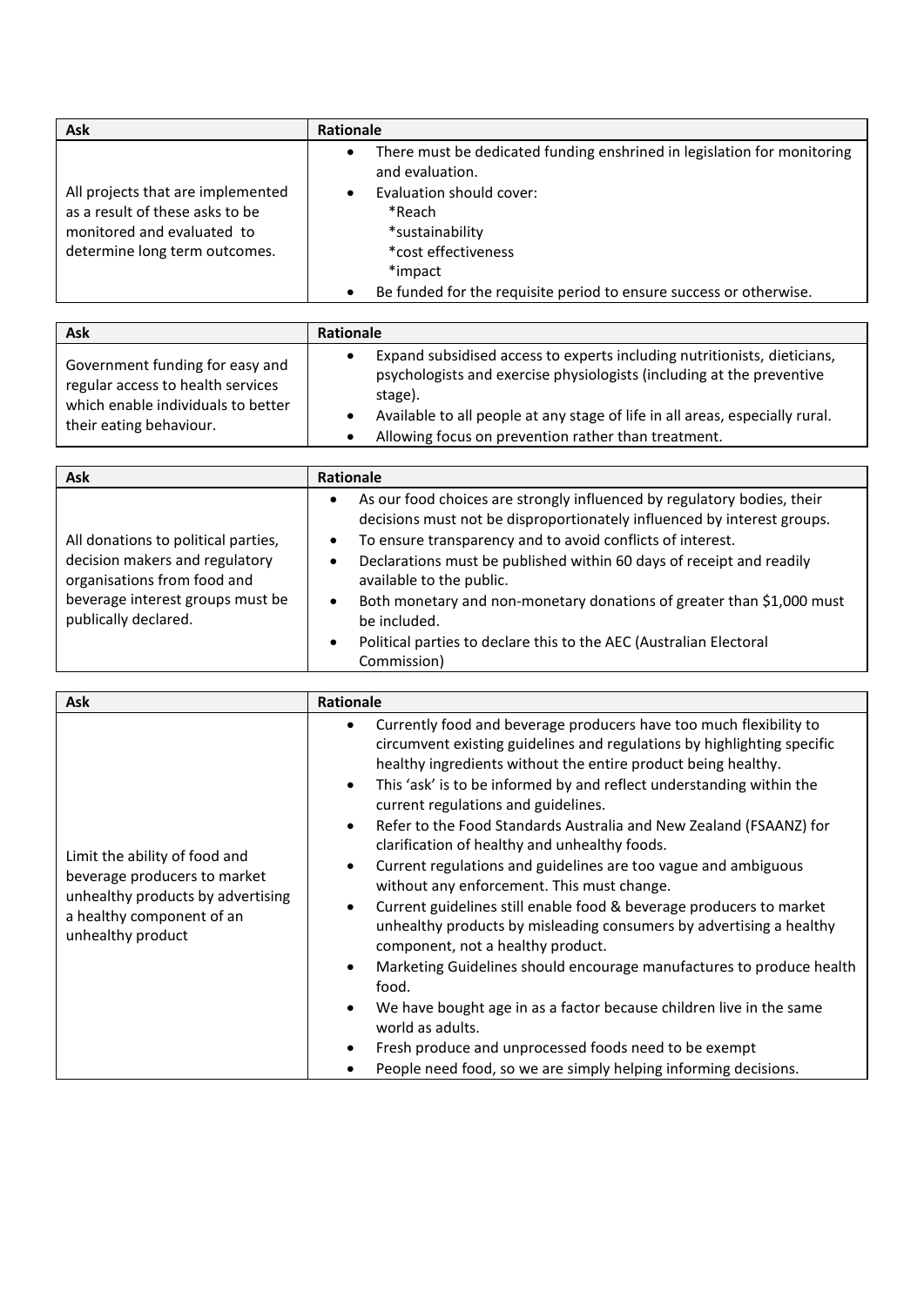| Ask | Rationale |
| --- | --- |
| All projects that are implemented as a result of these asks to be monitored and evaluated to determine long term outcomes. | • There must be dedicated funding enshrined in legislation for monitoring and evaluation.<br>• Evaluation should cover:<br>*Reach<br>*sustainability<br>*cost effectiveness<br>*impact<br>• Be funded for the requisite period to ensure success or otherwise. |

| Ask | Rationale |
| --- | --- |
| Government funding for easy and regular access to health services which enable individuals to better their eating behaviour. | • Expand subsidised access to experts including nutritionists, dieticians, psychologists and exercise physiologists (including at the preventive stage).<br>• Available to all people at any stage of life in all areas, especially rural.<br>• Allowing focus on prevention rather than treatment. |

| Ask | Rationale |
| --- | --- |
| All donations to political parties, decision makers and regulatory organisations from food and beverage interest groups must be publically declared. | • As our food choices are strongly influenced by regulatory bodies, their decisions must not be disproportionately influenced by interest groups.<br>• To ensure transparency and to avoid conflicts of interest.<br>• Declarations must be published within 60 days of receipt and readily available to the public.<br>• Both monetary and non-monetary donations of greater than $1,000 must be included.<br>• Political parties to declare this to the AEC (Australian Electoral Commission) |

| Ask | Rationale |
| --- | --- |
| Limit the ability of food and beverage producers to market unhealthy products by advertising a healthy component of an unhealthy product | • Currently food and beverage producers have too much flexibility to circumvent existing guidelines and regulations by highlighting specific healthy ingredients without the entire product being healthy.<br>• This 'ask' is to be informed by and reflect understanding within the current regulations and guidelines.<br>• Refer to the Food Standards Australia and New Zealand (FSAANZ) for clarification of healthy and unhealthy foods.<br>• Current regulations and guidelines are too vague and ambiguous without any enforcement. This must change.<br>• Current guidelines still enable food & beverage producers to market unhealthy products by misleading consumers by advertising a healthy component, not a healthy product.<br>• Marketing Guidelines should encourage manufactures to produce health food.<br>• We have bought age in as a factor because children live in the same world as adults.<br>• Fresh produce and unprocessed foods need to be exempt<br>• People need food, so we are simply helping informing decisions. |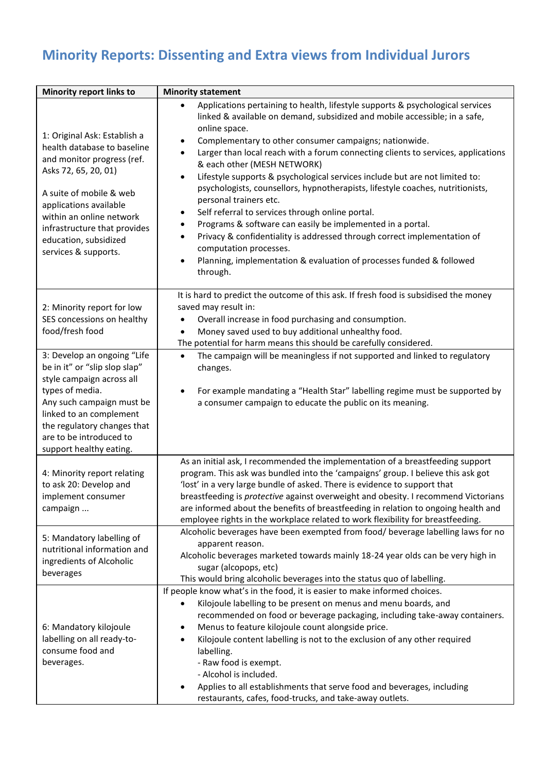## Minority Reports: Dissenting and Extra views from Individual Jurors

| Minority report links to | Minority statement |
|---|---|
| 1: Original Ask: Establish a health database to baseline and monitor progress (ref. Asks 72, 65, 20, 01)<br><br>A suite of mobile & web applications available within an online network infrastructure that provides education, subsidized services & supports. | • Applications pertaining to health, lifestyle supports & psychological services linked & available on demand, subsidized and mobile accessible; in a safe, online space.<br>• Complementary to other consumer campaigns; nationwide.<br>• Larger than local reach with a forum connecting clients to services, applications & each other (MESH NETWORK)<br>• Lifestyle supports & psychological services include but are not limited to: psychologists, counsellors, hypnotherapists, lifestyle coaches, nutritionists, personal trainers etc.<br>• Self referral to services through online portal.<br>• Programs & software can easily be implemented in a portal.<br>• Privacy & confidentiality is addressed through correct implementation of computation processes.<br>• Planning, implementation & evaluation of processes funded & followed through. |
| 2: Minority report for low SES concessions on healthy food/fresh food | It is hard to predict the outcome of this ask. If fresh food is subsidised the money saved may result in:<br>• Overall increase in food purchasing and consumption.<br>• Money saved used to buy additional unhealthy food.<br>The potential for harm means this should be carefully considered. |
| 3: Develop an ongoing "Life be in it" or "slip slop slap" style campaign across all types of media.<br>Any such campaign must be linked to an complement the regulatory changes that are to be introduced to support healthy eating. | • The campaign will be meaningless if not supported and linked to regulatory changes.<br><br>• For example mandating a "Health Star" labelling regime must be supported by a consumer campaign to educate the public on its meaning. |
| 4: Minority report relating to ask 20: Develop and implement consumer campaign ... | As an initial ask, I recommended the implementation of a breastfeeding support program. This ask was bundled into the 'campaigns' group. I believe this ask got 'lost' in a very large bundle of asked. There is evidence to support that breastfeeding is *protective* against overweight and obesity. I recommend Victorians are informed about the benefits of breastfeeding in relation to ongoing health and employee rights in the workplace related to work flexibility for breastfeeding. |
| 5: Mandatory labelling of nutritional information and ingredients of Alcoholic beverages | Alcoholic beverages have been exempted from food/ beverage labelling laws for no apparent reason.<br>Alcoholic beverages marketed towards mainly 18-24 year olds can be very high in sugar (alcopops, etc)<br>This would bring alcoholic beverages into the status quo of labelling. |
| 6: Mandatory kilojoule labelling on all ready-to-consume food and beverages. | If people know what's in the food, it is easier to make informed choices.<br>• Kilojoule labelling to be present on menus and menu boards, and recommended on food or beverage packaging, including take-away containers.<br>• Menus to feature kilojoule count alongside price.<br>• Kilojoule content labelling is not to the exclusion of any other required labelling.<br>- Raw food is exempt.<br>- Alcohol is included.<br>• Applies to all establishments that serve food and beverages, including restaurants, cafes, food-trucks, and take-away outlets. |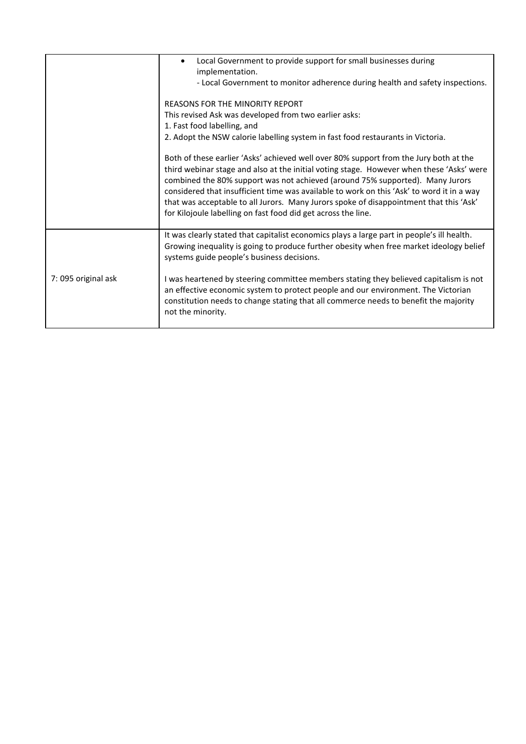| | |
|---|---|
| | • Local Government to provide support for small businesses during implementation.<br>- Local Government to monitor adherence during health and safety inspections.<br><br>REASONS FOR THE MINORITY REPORT<br>This revised Ask was developed from two earlier asks:<br>1. Fast food labelling, and<br>2. Adopt the NSW calorie labelling system in fast food restaurants in Victoria.<br><br>Both of these earlier 'Asks' achieved well over 80% support from the Jury both at the third webinar stage and also at the initial voting stage. However when these 'Asks' were combined the 80% support was not achieved (around 75% supported). Many Jurors considered that insufficient time was available to work on this 'Ask' to word it in a way that was acceptable to all Jurors. Many Jurors spoke of disappointment that this 'Ask' for Kilojoule labelling on fast food did get across the line. |
| 7: 095 original ask | It was clearly stated that capitalist economics plays a large part in people's ill health. Growing inequality is going to produce further obesity when free market ideology belief systems guide people's business decisions.<br><br>I was heartened by steering committee members stating they believed capitalism is not an effective economic system to protect people and our environment. The Victorian constitution needs to change stating that all commerce needs to benefit the majority not the minority. |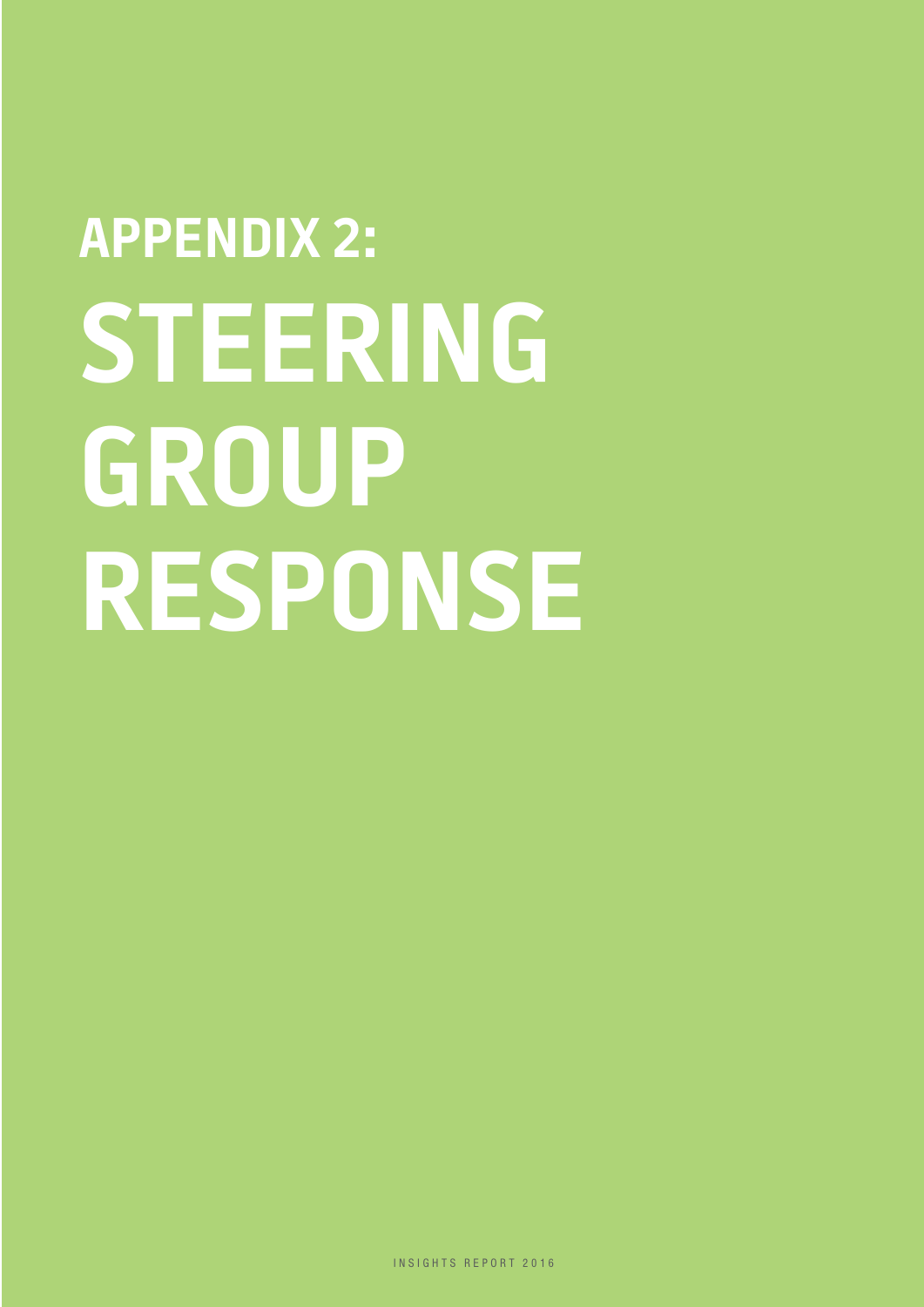# APPENDIX 2: STEERING GROUP RESPONSE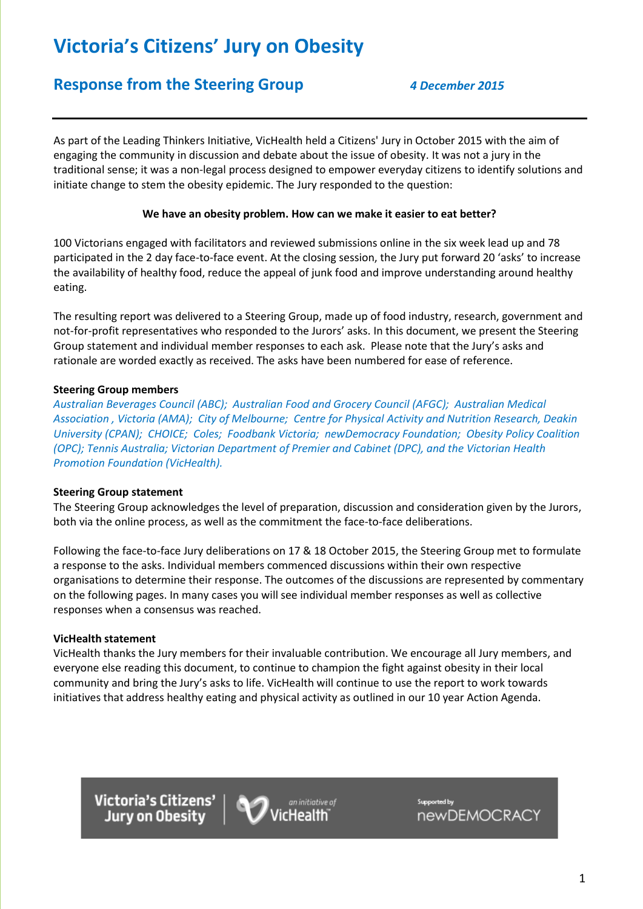# Victoria's Citizens' Jury on Obesity

## Response from the Steering Group *4 December 2015*

As part of the Leading Thinkers Initiative, VicHealth held a Citizens' Jury in October 2015 with the aim of engaging the community in discussion and debate about the issue of obesity. It was not a jury in the traditional sense; it was a non-legal process designed to empower everyday citizens to identify solutions and initiate change to stem the obesity epidemic. The Jury responded to the question:

**We have an obesity problem. How can we make it easier to eat better?**

100 Victorians engaged with facilitators and reviewed submissions online in the six week lead up and 78 participated in the 2 day face-to-face event. At the closing session, the Jury put forward 20 'asks' to increase the availability of healthy food, reduce the appeal of junk food and improve understanding around healthy eating.

The resulting report was delivered to a Steering Group, made up of food industry, research, government and not-for-profit representatives who responded to the Jurors' asks. In this document, we present the Steering Group statement and individual member responses to each ask. Please note that the Jury's asks and rationale are worded exactly as received. The asks have been numbered for ease of reference.

**Steering Group members**

*Australian Beverages Council (ABC); Australian Food and Grocery Council (AFGC); Australian Medical Association , Victoria (AMA); City of Melbourne; Centre for Physical Activity and Nutrition Research, Deakin University (CPAN); CHOICE; Coles; Foodbank Victoria; newDemocracy Foundation; Obesity Policy Coalition (OPC); Tennis Australia; Victorian Department of Premier and Cabinet (DPC), and the Victorian Health Promotion Foundation (VicHealth).*

**Steering Group statement**

The Steering Group acknowledges the level of preparation, discussion and consideration given by the Jurors, both via the online process, as well as the commitment the face-to-face deliberations.

Following the face-to-face Jury deliberations on 17 & 18 October 2015, the Steering Group met to formulate a response to the asks. Individual members commenced discussions within their own respective organisations to determine their response. The outcomes of the discussions are represented by commentary on the following pages. In many cases you will see individual member responses as well as collective responses when a consensus was reached.

**VicHealth statement**

VicHealth thanks the Jury members for their invaluable contribution. We encourage all Jury members, and everyone else reading this document, to continue to champion the fight against obesity in their local community and bring the Jury's asks to life. VicHealth will continue to use the report to work towards initiatives that address healthy eating and physical activity as outlined in our 10 year Action Agenda.

Victoria's Citizens' Jury on Obesity | an initiative of VicHealth | Supported by newDEMOCRACY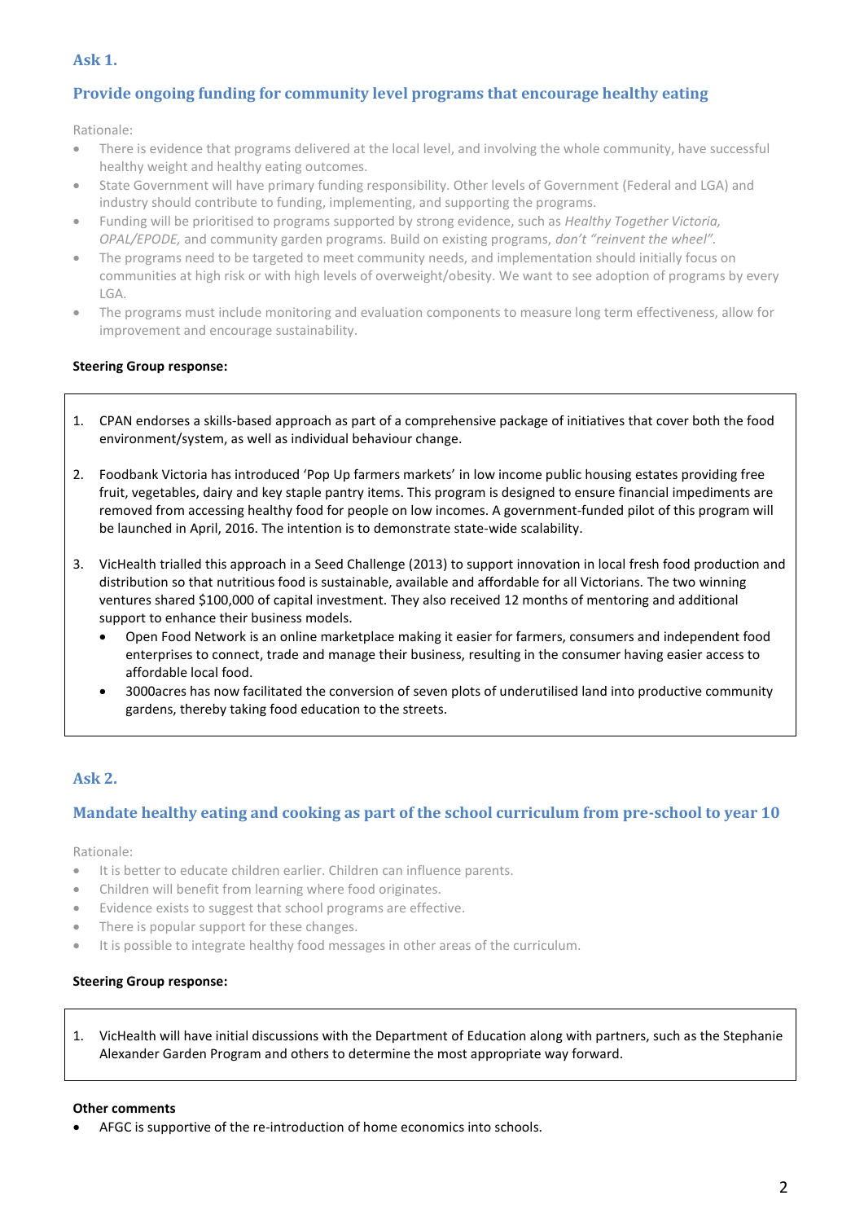## Ask 1.

## Provide ongoing funding for community level programs that encourage healthy eating

Rationale:

- There is evidence that programs delivered at the local level, and involving the whole community, have successful healthy weight and healthy eating outcomes.
- State Government will have primary funding responsibility. Other levels of Government (Federal and LGA) and industry should contribute to funding, implementing, and supporting the programs.
- Funding will be prioritised to programs supported by strong evidence, such as *Healthy Together Victoria, OPAL/EPODE,* and community garden programs. Build on existing programs, *don't "reinvent the wheel".*
- The programs need to be targeted to meet community needs, and implementation should initially focus on communities at high risk or with high levels of overweight/obesity. We want to see adoption of programs by every LGA.
- The programs must include monitoring and evaluation components to measure long term effectiveness, allow for improvement and encourage sustainability.

**Steering Group response:**

1. CPAN endorses a skills-based approach as part of a comprehensive package of initiatives that cover both the food environment/system, as well as individual behaviour change.
2. Foodbank Victoria has introduced 'Pop Up farmers markets' in low income public housing estates providing free fruit, vegetables, dairy and key staple pantry items. This program is designed to ensure financial impediments are removed from accessing healthy food for people on low incomes. A government-funded pilot of this program will be launched in April, 2016. The intention is to demonstrate state-wide scalability.
3. VicHealth trialled this approach in a Seed Challenge (2013) to support innovation in local fresh food production and distribution so that nutritious food is sustainable, available and affordable for all Victorians. The two winning ventures shared $100,000 of capital investment. They also received 12 months of mentoring and additional support to enhance their business models.
   - Open Food Network is an online marketplace making it easier for farmers, consumers and independent food enterprises to connect, trade and manage their business, resulting in the consumer having easier access to affordable local food.
   - 3000acres has now facilitated the conversion of seven plots of underutilised land into productive community gardens, thereby taking food education to the streets.

## Ask 2.

## Mandate healthy eating and cooking as part of the school curriculum from pre-school to year 10

Rationale:

- It is better to educate children earlier. Children can influence parents.
- Children will benefit from learning where food originates.
- Evidence exists to suggest that school programs are effective.
- There is popular support for these changes.
- It is possible to integrate healthy food messages in other areas of the curriculum.

**Steering Group response:**

1. VicHealth will have initial discussions with the Department of Education along with partners, such as the Stephanie Alexander Garden Program and others to determine the most appropriate way forward.

**Other comments**

- AFGC is supportive of the re-introduction of home economics into schools.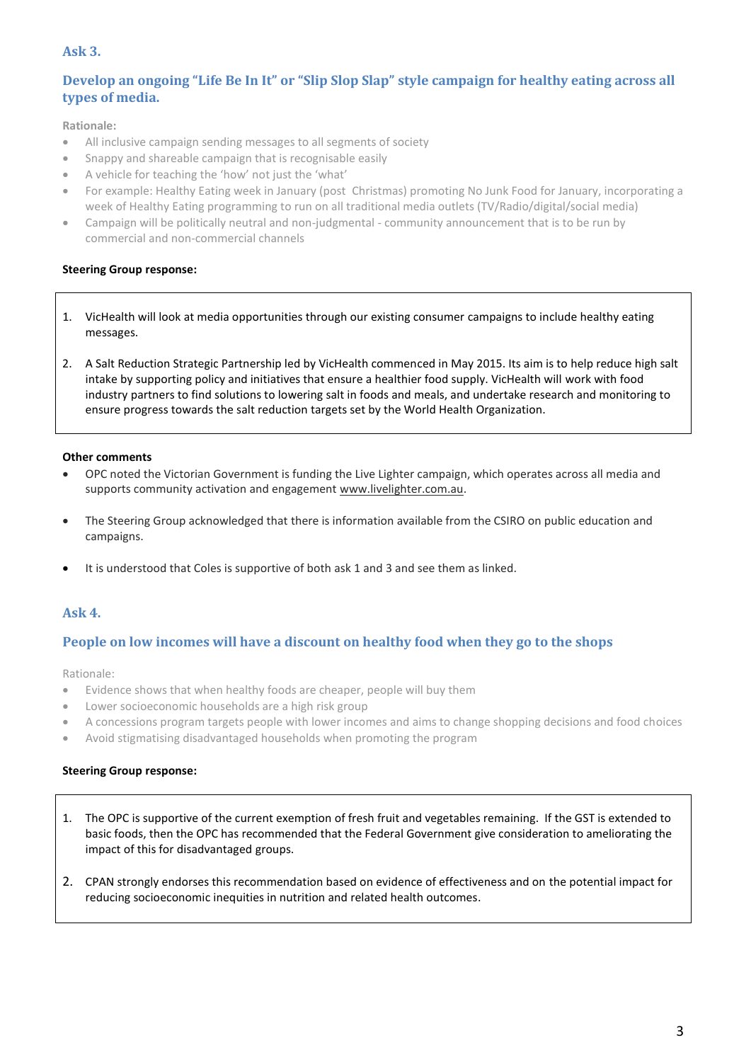## Ask 3.

## Develop an ongoing "Life Be In It" or "Slip Slop Slap" style campaign for healthy eating across all types of media.

Rationale:

- All inclusive campaign sending messages to all segments of society
- Snappy and shareable campaign that is recognisable easily
- A vehicle for teaching the 'how' not just the 'what'
- For example: Healthy Eating week in January (post Christmas) promoting No Junk Food for January, incorporating a week of Healthy Eating programming to run on all traditional media outlets (TV/Radio/digital/social media)
- Campaign will be politically neutral and non-judgmental - community announcement that is to be run by commercial and non-commercial channels

**Steering Group response:**

1. VicHealth will look at media opportunities through our existing consumer campaigns to include healthy eating messages.
2. A Salt Reduction Strategic Partnership led by VicHealth commenced in May 2015. Its aim is to help reduce high salt intake by supporting policy and initiatives that ensure a healthier food supply. VicHealth will work with food industry partners to find solutions to lowering salt in foods and meals, and undertake research and monitoring to ensure progress towards the salt reduction targets set by the World Health Organization.

**Other comments**

- OPC noted the Victorian Government is funding the Live Lighter campaign, which operates across all media and supports community activation and engagement www.livelighter.com.au.
- The Steering Group acknowledged that there is information available from the CSIRO on public education and campaigns.
- It is understood that Coles is supportive of both ask 1 and 3 and see them as linked.

## Ask 4.

## People on low incomes will have a discount on healthy food when they go to the shops

Rationale:

- Evidence shows that when healthy foods are cheaper, people will buy them
- Lower socioeconomic households are a high risk group
- A concessions program targets people with lower incomes and aims to change shopping decisions and food choices
- Avoid stigmatising disadvantaged households when promoting the program

**Steering Group response:**

1. The OPC is supportive of the current exemption of fresh fruit and vegetables remaining. If the GST is extended to basic foods, then the OPC has recommended that the Federal Government give consideration to ameliorating the impact of this for disadvantaged groups.
2. CPAN strongly endorses this recommendation based on evidence of effectiveness and on the potential impact for reducing socioeconomic inequities in nutrition and related health outcomes.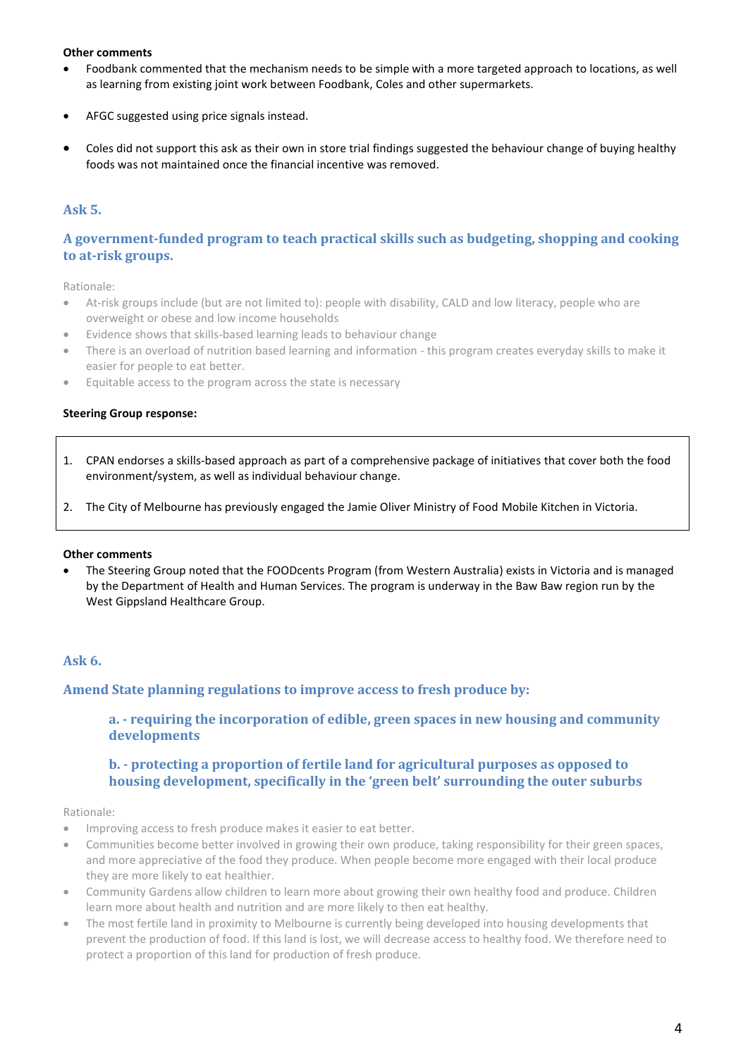**Other comments**

- Foodbank commented that the mechanism needs to be simple with a more targeted approach to locations, as well as learning from existing joint work between Foodbank, Coles and other supermarkets.
- AFGC suggested using price signals instead.
- Coles did not support this ask as their own in store trial findings suggested the behaviour change of buying healthy foods was not maintained once the financial incentive was removed.

## Ask 5.

## A government-funded program to teach practical skills such as budgeting, shopping and cooking to at-risk groups.

Rationale:

- At-risk groups include (but are not limited to): people with disability, CALD and low literacy, people who are overweight or obese and low income households
- Evidence shows that skills-based learning leads to behaviour change
- There is an overload of nutrition based learning and information - this program creates everyday skills to make it easier for people to eat better.
- Equitable access to the program across the state is necessary

**Steering Group response:**

1. CPAN endorses a skills-based approach as part of a comprehensive package of initiatives that cover both the food environment/system, as well as individual behaviour change.
2. The City of Melbourne has previously engaged the Jamie Oliver Ministry of Food Mobile Kitchen in Victoria.

**Other comments**

- The Steering Group noted that the FOODcents Program (from Western Australia) exists in Victoria and is managed by the Department of Health and Human Services. The program is underway in the Baw Baw region run by the West Gippsland Healthcare Group.

## Ask 6.

## Amend State planning regulations to improve access to fresh produce by:

### a. - requiring the incorporation of edible, green spaces in new housing and community developments

### b. - protecting a proportion of fertile land for agricultural purposes as opposed to housing development, specifically in the 'green belt' surrounding the outer suburbs

Rationale:

- Improving access to fresh produce makes it easier to eat better.
- Communities become better involved in growing their own produce, taking responsibility for their green spaces, and more appreciative of the food they produce. When people become more engaged with their local produce they are more likely to eat healthier.
- Community Gardens allow children to learn more about growing their own healthy food and produce. Children learn more about health and nutrition and are more likely to then eat healthy.
- The most fertile land in proximity to Melbourne is currently being developed into housing developments that prevent the production of food. If this land is lost, we will decrease access to healthy food. We therefore need to protect a proportion of this land for production of fresh produce.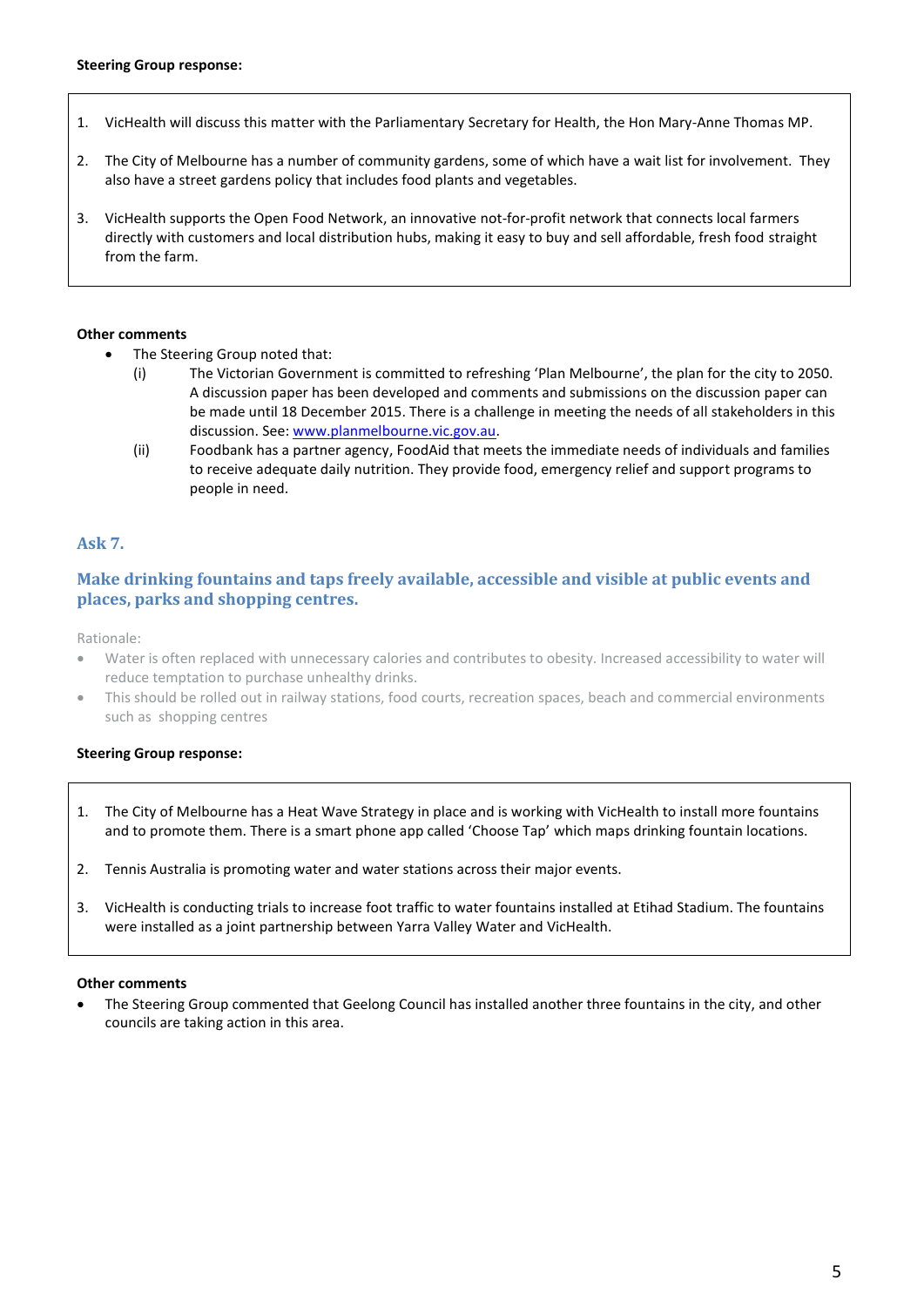**Steering Group response:**

1. VicHealth will discuss this matter with the Parliamentary Secretary for Health, the Hon Mary-Anne Thomas MP.

2. The City of Melbourne has a number of community gardens, some of which have a wait list for involvement. They also have a street gardens policy that includes food plants and vegetables.

3. VicHealth supports the Open Food Network, an innovative not-for-profit network that connects local farmers directly with customers and local distribution hubs, making it easy to buy and sell affordable, fresh food straight from the farm.

**Other comments**

- The Steering Group noted that:
  - (i) The Victorian Government is committed to refreshing 'Plan Melbourne', the plan for the city to 2050. A discussion paper has been developed and comments and submissions on the discussion paper can be made until 18 December 2015. There is a challenge in meeting the needs of all stakeholders in this discussion. See: [www.planmelbourne.vic.gov.au](http://www.planmelbourne.vic.gov.au).
  - (ii) Foodbank has a partner agency, FoodAid that meets the immediate needs of individuals and families to receive adequate daily nutrition. They provide food, emergency relief and support programs to people in need.

## Ask 7.

## Make drinking fountains and taps freely available, accessible and visible at public events and places, parks and shopping centres.

Rationale:

- Water is often replaced with unnecessary calories and contributes to obesity. Increased accessibility to water will reduce temptation to purchase unhealthy drinks.
- This should be rolled out in railway stations, food courts, recreation spaces, beach and commercial environments such as shopping centres

**Steering Group response:**

1. The City of Melbourne has a Heat Wave Strategy in place and is working with VicHealth to install more fountains and to promote them. There is a smart phone app called 'Choose Tap' which maps drinking fountain locations.

2. Tennis Australia is promoting water and water stations across their major events.

3. VicHealth is conducting trials to increase foot traffic to water fountains installed at Etihad Stadium. The fountains were installed as a joint partnership between Yarra Valley Water and VicHealth.

**Other comments**

- The Steering Group commented that Geelong Council has installed another three fountains in the city, and other councils are taking action in this area.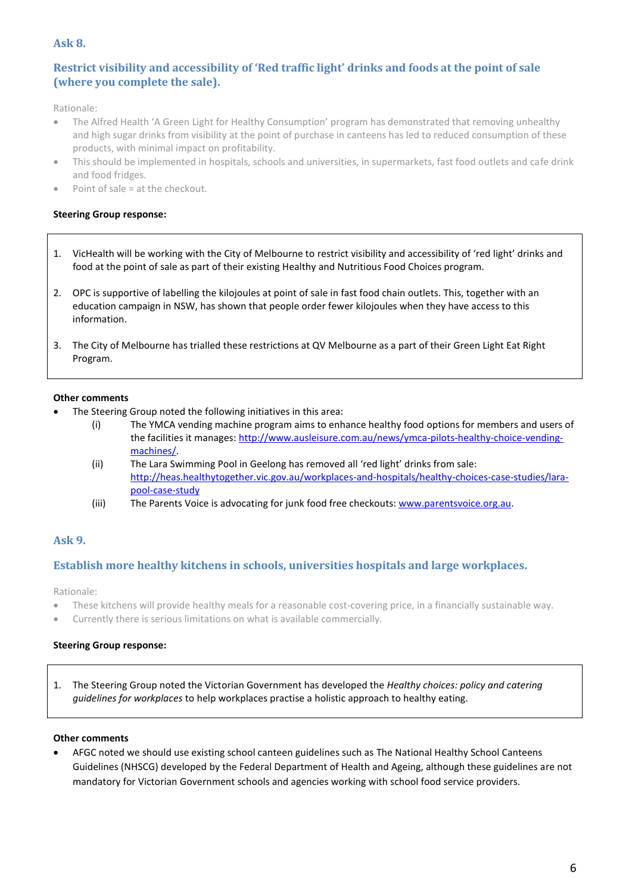## Ask 8.

## Restrict visibility and accessibility of 'Red traffic light' drinks and foods at the point of sale (where you complete the sale).

Rationale:

- The Alfred Health 'A Green Light for Healthy Consumption' program has demonstrated that removing unhealthy and high sugar drinks from visibility at the point of purchase in canteens has led to reduced consumption of these products, with minimal impact on profitability.
- This should be implemented in hospitals, schools and universities, in supermarkets, fast food outlets and cafe drink and food fridges.
- Point of sale = at the checkout.

**Steering Group response:**

1. VicHealth will be working with the City of Melbourne to restrict visibility and accessibility of 'red light' drinks and food at the point of sale as part of their existing Healthy and Nutritious Food Choices program.

2. OPC is supportive of labelling the kilojoules at point of sale in fast food chain outlets. This, together with an education campaign in NSW, has shown that people order fewer kilojoules when they have access to this information.

3. The City of Melbourne has trialled these restrictions at QV Melbourne as a part of their Green Light Eat Right Program.

**Other comments**

- The Steering Group noted the following initiatives in this area:
  - (i) The YMCA vending machine program aims to enhance healthy food options for members and users of the facilities it manages: http://www.ausleisure.com.au/news/ymca-pilots-healthy-choice-vending-machines/.
  - (ii) The Lara Swimming Pool in Geelong has removed all 'red light' drinks from sale: http://heas.healthytogether.vic.gov.au/workplaces-and-hospitals/healthy-choices-case-studies/lara-pool-case-study
  - (iii) The Parents Voice is advocating for junk food free checkouts: www.parentsvoice.org.au.

## Ask 9.

## Establish more healthy kitchens in schools, universities hospitals and large workplaces.

Rationale:

- These kitchens will provide healthy meals for a reasonable cost-covering price, in a financially sustainable way.
- Currently there is serious limitations on what is available commercially.

**Steering Group response:**

1. The Steering Group noted the Victorian Government has developed the *Healthy choices: policy and catering guidelines for workplaces* to help workplaces practise a holistic approach to healthy eating.

**Other comments**

- AFGC noted we should use existing school canteen guidelines such as The National Healthy School Canteens Guidelines (NHSCG) developed by the Federal Department of Health and Ageing, although these guidelines are not mandatory for Victorian Government schools and agencies working with school food service providers.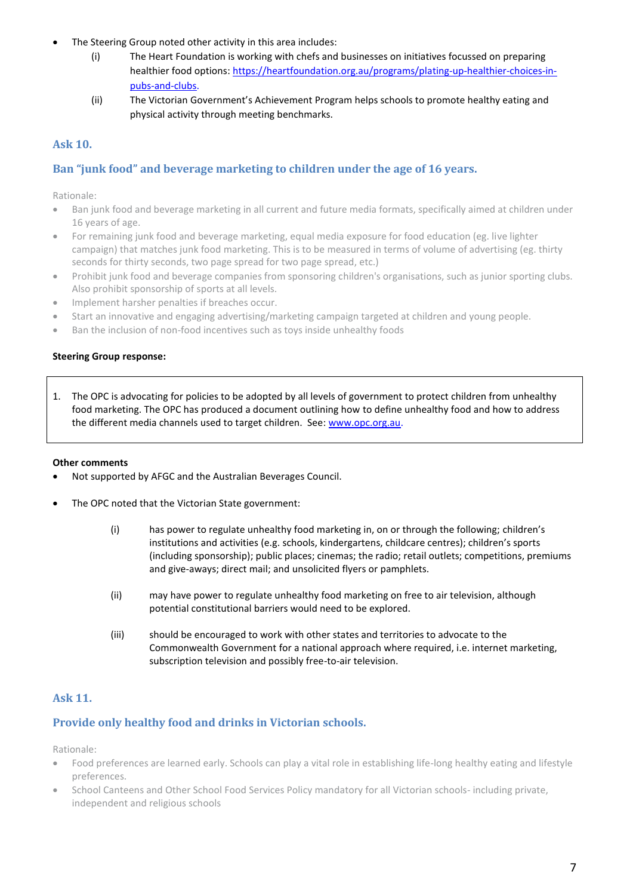- The Steering Group noted other activity in this area includes:
  - (i) The Heart Foundation is working with chefs and businesses on initiatives focussed on preparing healthier food options: https://heartfoundation.org.au/programs/plating-up-healthier-choices-in-pubs-and-clubs.
  - (ii) The Victorian Government's Achievement Program helps schools to promote healthy eating and physical activity through meeting benchmarks.

## Ask 10.

## Ban "junk food" and beverage marketing to children under the age of 16 years.

Rationale:

- Ban junk food and beverage marketing in all current and future media formats, specifically aimed at children under 16 years of age.
- For remaining junk food and beverage marketing, equal media exposure for food education (eg. live lighter campaign) that matches junk food marketing. This is to be measured in terms of volume of advertising (eg. thirty seconds for thirty seconds, two page spread for two page spread, etc.)
- Prohibit junk food and beverage companies from sponsoring children's organisations, such as junior sporting clubs. Also prohibit sponsorship of sports at all levels.
- Implement harsher penalties if breaches occur.
- Start an innovative and engaging advertising/marketing campaign targeted at children and young people.
- Ban the inclusion of non-food incentives such as toys inside unhealthy foods

**Steering Group response:**

1. The OPC is advocating for policies to be adopted by all levels of government to protect children from unhealthy food marketing. The OPC has produced a document outlining how to define unhealthy food and how to address the different media channels used to target children. See: www.opc.org.au.

**Other comments**

- Not supported by AFGC and the Australian Beverages Council.
- The OPC noted that the Victorian State government:
  - (i) has power to regulate unhealthy food marketing in, on or through the following; children's institutions and activities (e.g. schools, kindergartens, childcare centres); children's sports (including sponsorship); public places; cinemas; the radio; retail outlets; competitions, premiums and give-aways; direct mail; and unsolicited flyers or pamphlets.
  - (ii) may have power to regulate unhealthy food marketing on free to air television, although potential constitutional barriers would need to be explored.
  - (iii) should be encouraged to work with other states and territories to advocate to the Commonwealth Government for a national approach where required, i.e. internet marketing, subscription television and possibly free-to-air television.

## Ask 11.

## Provide only healthy food and drinks in Victorian schools.

Rationale:

- Food preferences are learned early. Schools can play a vital role in establishing life-long healthy eating and lifestyle preferences.
- School Canteens and Other School Food Services Policy mandatory for all Victorian schools- including private, independent and religious schools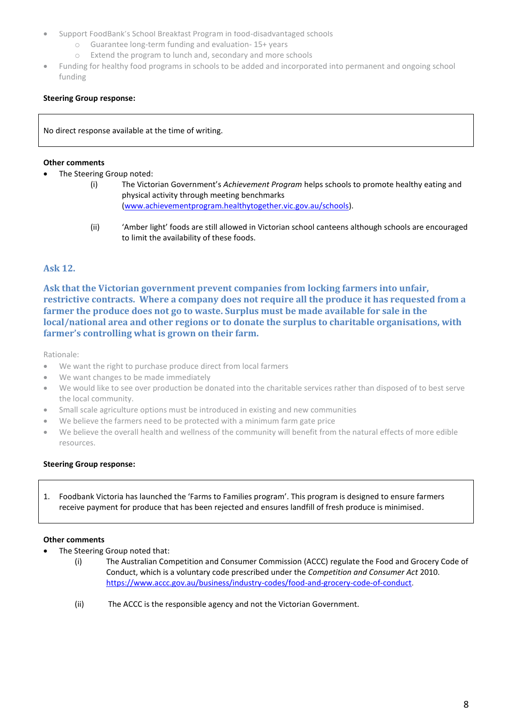- Support FoodBank's School Breakfast Program in food-disadvantaged schools
    - Guarantee long-term funding and evaluation- 15+ years
    - Extend the program to lunch and, secondary and more schools
- Funding for healthy food programs in schools to be added and incorporated into permanent and ongoing school funding

**Steering Group response:**

No direct response available at the time of writing.

**Other comments**

- The Steering Group noted:
    - (i) The Victorian Government's *Achievement Program* helps schools to promote healthy eating and physical activity through meeting benchmarks (www.achievementprogram.healthytogether.vic.gov.au/schools).
    - (ii) 'Amber light' foods are still allowed in Victorian school canteens although schools are encouraged to limit the availability of these foods.

## Ask 12.

## Ask that the Victorian government prevent companies from locking farmers into unfair, restrictive contracts. Where a company does not require all the produce it has requested from a farmer the produce does not go to waste. Surplus must be made available for sale in the local/national area and other regions or to donate the surplus to charitable organisations, with farmer's controlling what is grown on their farm.

Rationale:

- We want the right to purchase produce direct from local farmers
- We want changes to be made immediately
- We would like to see over production be donated into the charitable services rather than disposed of to best serve the local community.
- Small scale agriculture options must be introduced in existing and new communities
- We believe the farmers need to be protected with a minimum farm gate price
- We believe the overall health and wellness of the community will benefit from the natural effects of more edible resources.

**Steering Group response:**

1. Foodbank Victoria has launched the 'Farms to Families program'. This program is designed to ensure farmers receive payment for produce that has been rejected and ensures landfill of fresh produce is minimised.

**Other comments**

- The Steering Group noted that:
    - (i) The Australian Competition and Consumer Commission (ACCC) regulate the Food and Grocery Code of Conduct, which is a voluntary code prescribed under the *Competition and Consumer Act* 2010. https://www.accc.gov.au/business/industry-codes/food-and-grocery-code-of-conduct.
    - (ii) The ACCC is the responsible agency and not the Victorian Government.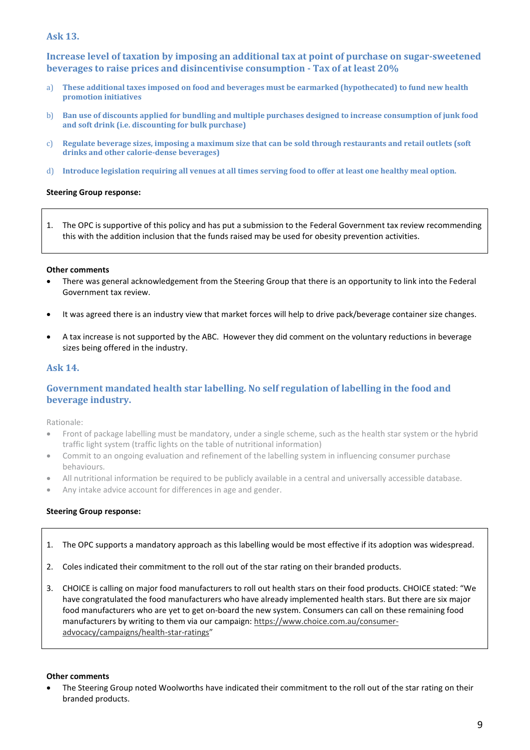## Ask 13.

### Increase level of taxation by imposing an additional tax at point of purchase on sugar-sweetened beverages to raise prices and disincentivise consumption - Tax of at least 20%

a) **These additional taxes imposed on food and beverages must be earmarked (hypothecated) to fund new health promotion initiatives**

b) **Ban use of discounts applied for bundling and multiple purchases designed to increase consumption of junk food and soft drink (i.e. discounting for bulk purchase)**

c) **Regulate beverage sizes, imposing a maximum size that can be sold through restaurants and retail outlets (soft drinks and other calorie-dense beverages)**

d) **Introduce legislation requiring all venues at all times serving food to offer at least one healthy meal option.**

**Steering Group response:**

1. The OPC is supportive of this policy and has put a submission to the Federal Government tax review recommending this with the addition inclusion that the funds raised may be used for obesity prevention activities.

**Other comments**

- There was general acknowledgement from the Steering Group that there is an opportunity to link into the Federal Government tax review.
- It was agreed there is an industry view that market forces will help to drive pack/beverage container size changes.
- A tax increase is not supported by the ABC. However they did comment on the voluntary reductions in beverage sizes being offered in the industry.

## Ask 14.

### Government mandated health star labelling. No self regulation of labelling in the food and beverage industry.

Rationale:

- Front of package labelling must be mandatory, under a single scheme, such as the health star system or the hybrid traffic light system (traffic lights on the table of nutritional information)
- Commit to an ongoing evaluation and refinement of the labelling system in influencing consumer purchase behaviours.
- All nutritional information be required to be publicly available in a central and universally accessible database.
- Any intake advice account for differences in age and gender.

**Steering Group response:**

1. The OPC supports a mandatory approach as this labelling would be most effective if its adoption was widespread.
2. Coles indicated their commitment to the roll out of the star rating on their branded products.
3. CHOICE is calling on major food manufacturers to roll out health stars on their food products. CHOICE stated: "We have congratulated the food manufacturers who have already implemented health stars. But there are six major food manufacturers who are yet to get on-board the new system. Consumers can call on these remaining food manufacturers by writing to them via our campaign: https://www.choice.com.au/consumer-advocacy/campaigns/health-star-ratings"

**Other comments**

- The Steering Group noted Woolworths have indicated their commitment to the roll out of the star rating on their branded products.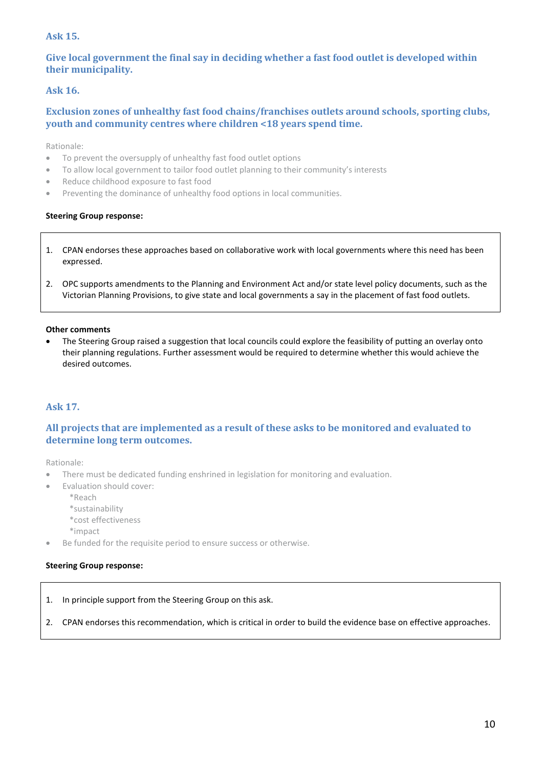### Ask 15.

### Give local government the final say in deciding whether a fast food outlet is developed within their municipality.

### Ask 16.

### Exclusion zones of unhealthy fast food chains/franchises outlets around schools, sporting clubs, youth and community centres where children <18 years spend time.

Rationale:

- To prevent the oversupply of unhealthy fast food outlet options
- To allow local government to tailor food outlet planning to their community's interests
- Reduce childhood exposure to fast food
- Preventing the dominance of unhealthy food options in local communities.

**Steering Group response:**

1. CPAN endorses these approaches based on collaborative work with local governments where this need has been expressed.
2. OPC supports amendments to the Planning and Environment Act and/or state level policy documents, such as the Victorian Planning Provisions, to give state and local governments a say in the placement of fast food outlets.

**Other comments**

- The Steering Group raised a suggestion that local councils could explore the feasibility of putting an overlay onto their planning regulations. Further assessment would be required to determine whether this would achieve the desired outcomes.

### Ask 17.

### All projects that are implemented as a result of these asks to be monitored and evaluated to determine long term outcomes.

Rationale:

- There must be dedicated funding enshrined in legislation for monitoring and evaluation.
- Evaluation should cover:
  *Reach
  *sustainability
  *cost effectiveness
  *impact
- Be funded for the requisite period to ensure success or otherwise.

**Steering Group response:**

1. In principle support from the Steering Group on this ask.
2. CPAN endorses this recommendation, which is critical in order to build the evidence base on effective approaches.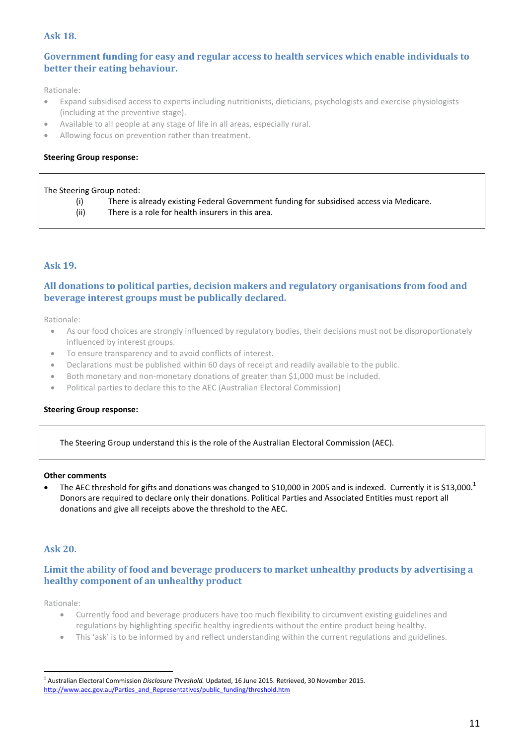### Ask 18.

### Government funding for easy and regular access to health services which enable individuals to better their eating behaviour.

Rationale:

- Expand subsidised access to experts including nutritionists, dieticians, psychologists and exercise physiologists (including at the preventive stage).
- Available to all people at any stage of life in all areas, especially rural.
- Allowing focus on prevention rather than treatment.

**Steering Group response:**

The Steering Group noted:

(i) There is already existing Federal Government funding for subsidised access via Medicare.

(ii) There is a role for health insurers in this area.

### Ask 19.

### All donations to political parties, decision makers and regulatory organisations from food and beverage interest groups must be publically declared.

Rationale:

- As our food choices are strongly influenced by regulatory bodies, their decisions must not be disproportionately influenced by interest groups.
- To ensure transparency and to avoid conflicts of interest.
- Declarations must be published within 60 days of receipt and readily available to the public.
- Both monetary and non-monetary donations of greater than $1,000 must be included.
- Political parties to declare this to the AEC (Australian Electoral Commission)

**Steering Group response:**

The Steering Group understand this is the role of the Australian Electoral Commission (AEC).

**Other comments**

- The AEC threshold for gifts and donations was changed to $10,000 in 2005 and is indexed. Currently it is $13,000.[1] Donors are required to declare only their donations. Political Parties and Associated Entities must report all donations and give all receipts above the threshold to the AEC.

### Ask 20.

### Limit the ability of food and beverage producers to market unhealthy products by advertising a healthy component of an unhealthy product

Rationale:

- Currently food and beverage producers have too much flexibility to circumvent existing guidelines and regulations by highlighting specific healthy ingredients without the entire product being healthy.
- This 'ask' is to be informed by and reflect understanding within the current regulations and guidelines.

---

[1] Australian Electoral Commission *Disclosure Threshold.* Updated, 16 June 2015. Retrieved, 30 November 2015. http://www.aec.gov.au/Parties_and_Representatives/public_funding/threshold.htm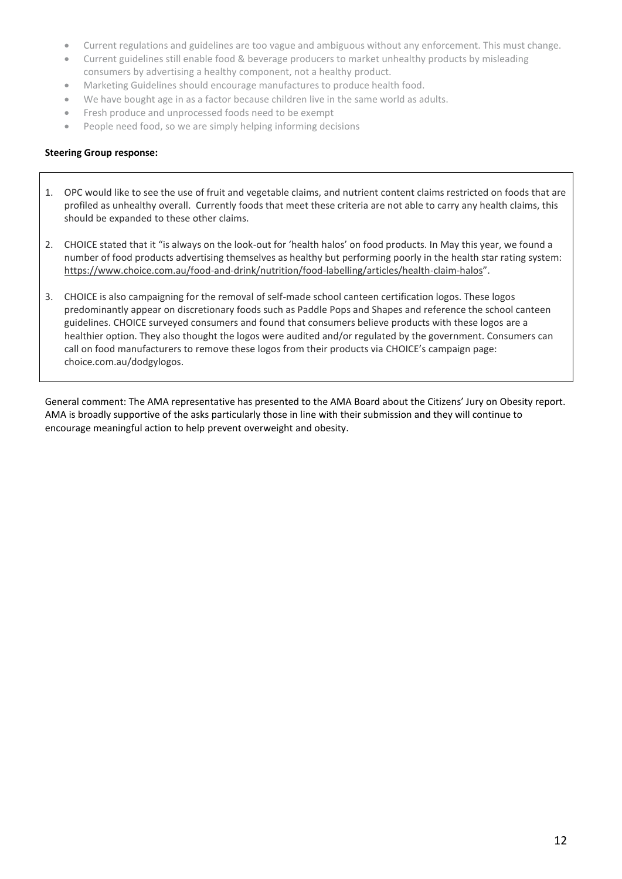- Current regulations and guidelines are too vague and ambiguous without any enforcement. This must change.
- Current guidelines still enable food & beverage producers to market unhealthy products by misleading consumers by advertising a healthy component, not a healthy product.
- Marketing Guidelines should encourage manufactures to produce health food.
- We have bought age in as a factor because children live in the same world as adults.
- Fresh produce and unprocessed foods need to be exempt
- People need food, so we are simply helping informing decisions

**Steering Group response:**

1. OPC would like to see the use of fruit and vegetable claims, and nutrient content claims restricted on foods that are profiled as unhealthy overall. Currently foods that meet these criteria are not able to carry any health claims, this should be expanded to these other claims.
2. CHOICE stated that it "is always on the look-out for 'health halos' on food products. In May this year, we found a number of food products advertising themselves as healthy but performing poorly in the health star rating system: https://www.choice.com.au/food-and-drink/nutrition/food-labelling/articles/health-claim-halos".
3. CHOICE is also campaigning for the removal of self-made school canteen certification logos. These logos predominantly appear on discretionary foods such as Paddle Pops and Shapes and reference the school canteen guidelines. CHOICE surveyed consumers and found that consumers believe products with these logos are a healthier option. They also thought the logos were audited and/or regulated by the government. Consumers can call on food manufacturers to remove these logos from their products via CHOICE's campaign page: choice.com.au/dodgylogos.

General comment: The AMA representative has presented to the AMA Board about the Citizens' Jury on Obesity report. AMA is broadly supportive of the asks particularly those in line with their submission and they will continue to encourage meaningful action to help prevent overweight and obesity.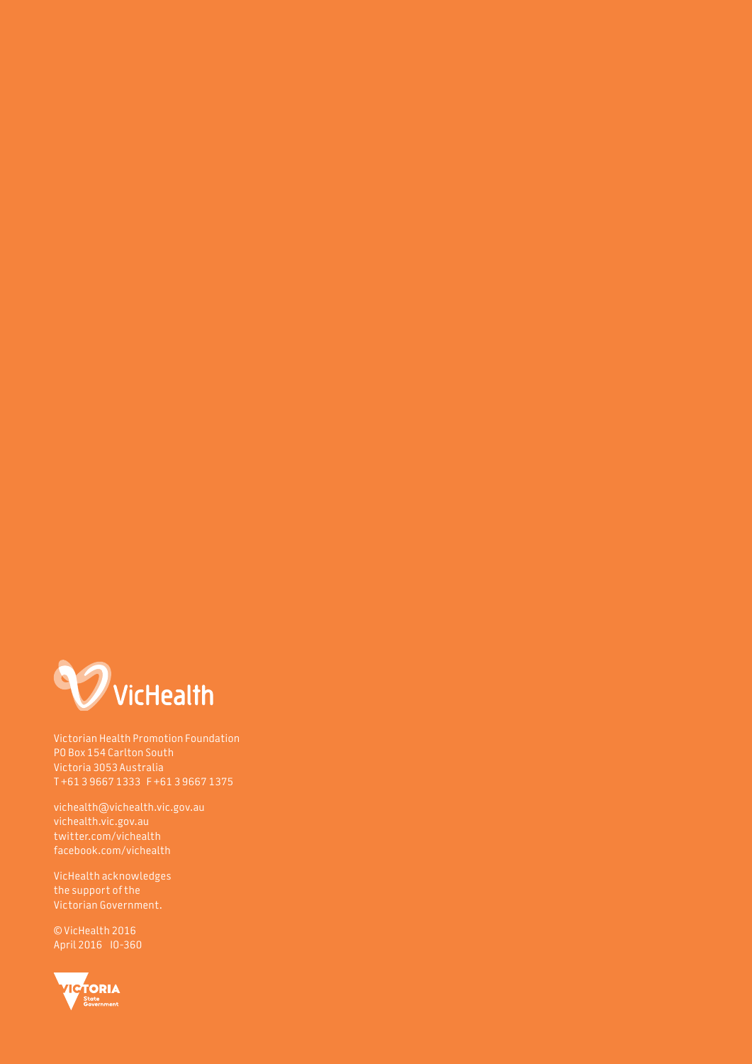VicHealth

Victorian Health Promotion Foundation
PO Box 154 Carlton South
Victoria 3053 Australia
T +61 3 9667 1333 F +61 3 9667 1375

vichealth@vichealth.vic.gov.au
vichealth.vic.gov.au
twitter.com/vichealth
facebook.com/vichealth

VicHealth acknowledges
the support of the
Victorian Government.

© VicHealth 2016
April 2016 I0-360

VICTORIA
State
Government